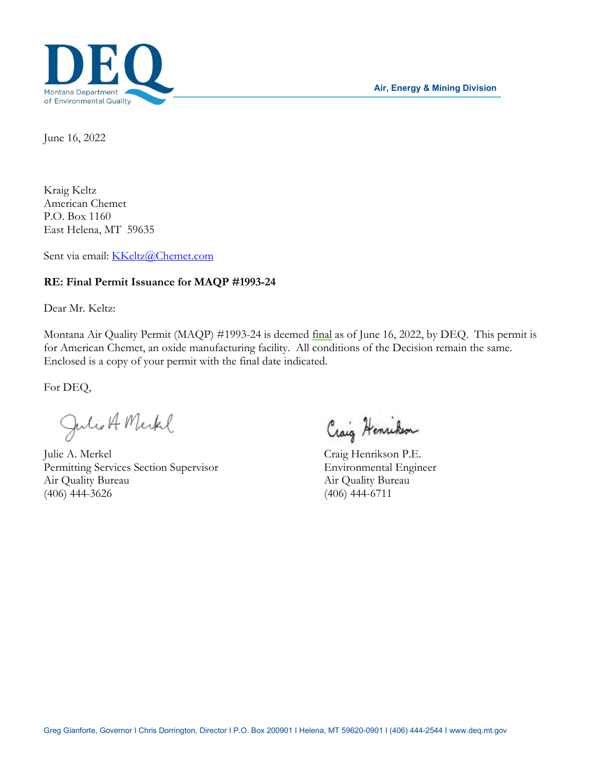DEQ
Montana Department of Environmental Quality

Air, Energy & Mining Division

June 16, 2022

Kraig Keltz
American Chemet
P.O. Box 1160
East Helena, MT 59635

Sent via email: KKeltz@Chemet.com

**RE: Final Permit Issuance for MAQP #1993-24**

Dear Mr. Keltz:

Montana Air Quality Permit (MAQP) #1993-24 is deemed final as of June 16, 2022, by DEQ. This permit is for American Chemet, an oxide manufacturing facility. All conditions of the Decision remain the same. Enclosed is a copy of your permit with the final date indicated.

For DEQ,

Julie A. Merkel
Permitting Services Section Supervisor
Air Quality Bureau
(406) 444-3626

Craig Henrikson P.E.
Environmental Engineer
Air Quality Bureau
(406) 444-6711

Greg Gianforte, Governor I Chris Dorrington, Director I P.O. Box 200901 I Helena, MT 59620-0901 I (406) 444-2544 I www.deq.mt.gov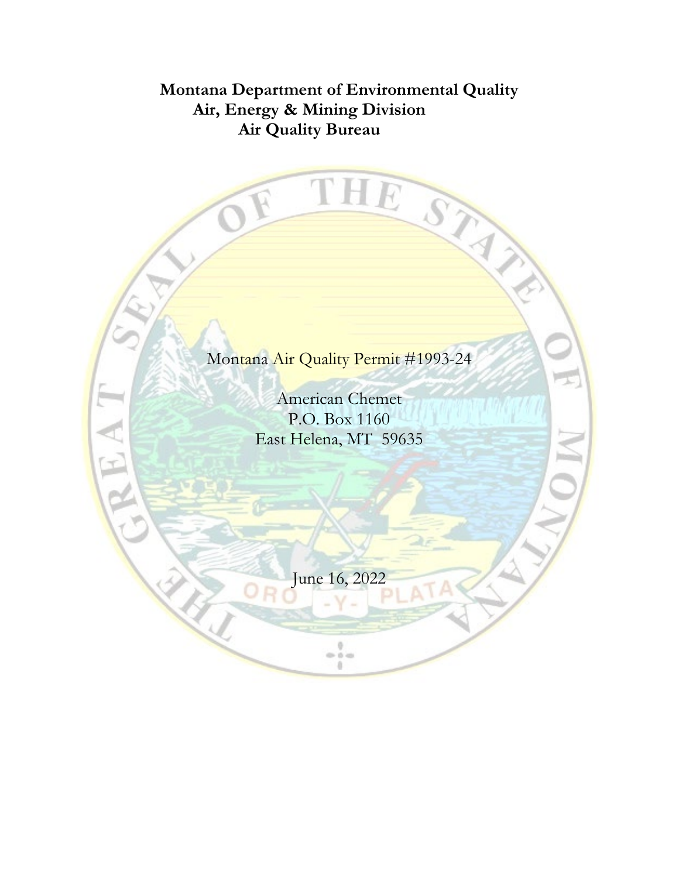**Montana Department of Environmental Quality**
**Air, Energy & Mining Division**
**Air Quality Bureau**

Montana Air Quality Permit #1993-24

American Chemet
P.O. Box 1160
East Helena, MT 59635

June 16, 2022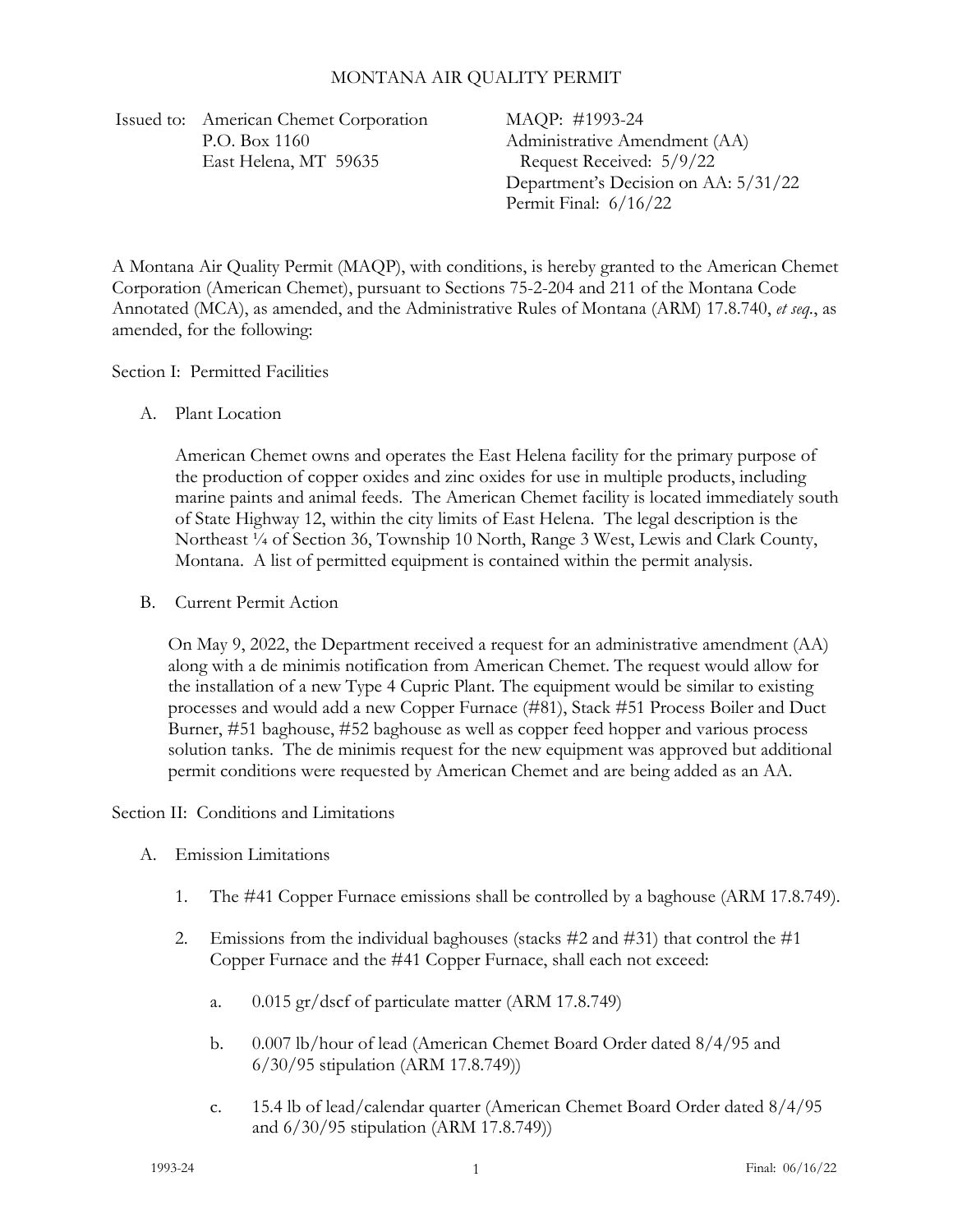# MONTANA AIR QUALITY PERMIT

Issued to: American Chemet Corporation
P.O. Box 1160
East Helena, MT 59635

MAQP: #1993-24
Administrative Amendment (AA)
Request Received: 5/9/22
Department's Decision on AA: 5/31/22
Permit Final: 6/16/22

A Montana Air Quality Permit (MAQP), with conditions, is hereby granted to the American Chemet Corporation (American Chemet), pursuant to Sections 75-2-204 and 211 of the Montana Code Annotated (MCA), as amended, and the Administrative Rules of Montana (ARM) 17.8.740, *et seq*., as amended, for the following:

## Section I: Permitted Facilities

### A. Plant Location

American Chemet owns and operates the East Helena facility for the primary purpose of the production of copper oxides and zinc oxides for use in multiple products, including marine paints and animal feeds. The American Chemet facility is located immediately south of State Highway 12, within the city limits of East Helena. The legal description is the Northeast ¼ of Section 36, Township 10 North, Range 3 West, Lewis and Clark County, Montana. A list of permitted equipment is contained within the permit analysis.

### B. Current Permit Action

On May 9, 2022, the Department received a request for an administrative amendment (AA) along with a de minimis notification from American Chemet. The request would allow for the installation of a new Type 4 Cupric Plant. The equipment would be similar to existing processes and would add a new Copper Furnace (#81), Stack #51 Process Boiler and Duct Burner, #51 baghouse, #52 baghouse as well as copper feed hopper and various process solution tanks. The de minimis request for the new equipment was approved but additional permit conditions were requested by American Chemet and are being added as an AA.

## Section II: Conditions and Limitations

### A. Emission Limitations

1. The #41 Copper Furnace emissions shall be controlled by a baghouse (ARM 17.8.749).

2. Emissions from the individual baghouses (stacks #2 and #31) that control the #1 Copper Furnace and the #41 Copper Furnace, shall each not exceed:

   a. 0.015 gr/dscf of particulate matter (ARM 17.8.749)

   b. 0.007 lb/hour of lead (American Chemet Board Order dated 8/4/95 and 6/30/95 stipulation (ARM 17.8.749))

   c. 15.4 lb of lead/calendar quarter (American Chemet Board Order dated 8/4/95 and 6/30/95 stipulation (ARM 17.8.749))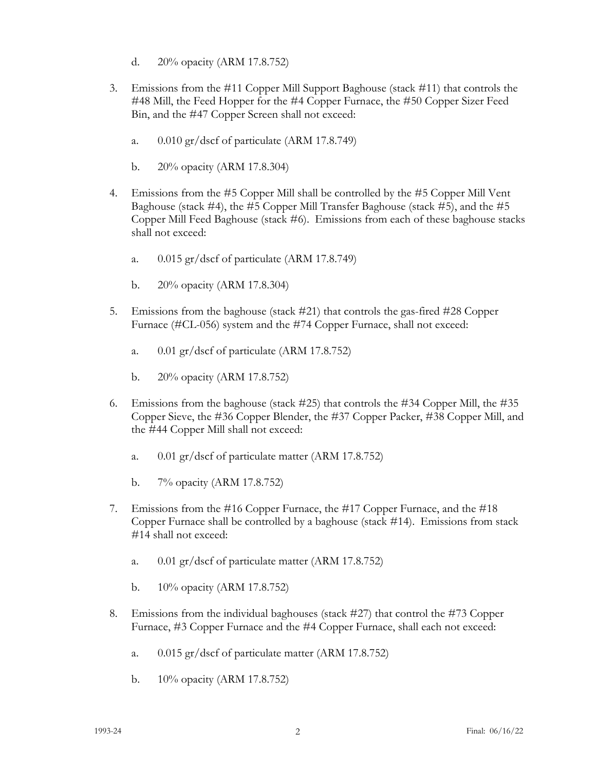d. 20% opacity (ARM 17.8.752)

3. Emissions from the #11 Copper Mill Support Baghouse (stack #11) that controls the #48 Mill, the Feed Hopper for the #4 Copper Furnace, the #50 Copper Sizer Feed Bin, and the #47 Copper Screen shall not exceed:

   a. 0.010 gr/dscf of particulate (ARM 17.8.749)

   b. 20% opacity (ARM 17.8.304)

4. Emissions from the #5 Copper Mill shall be controlled by the #5 Copper Mill Vent Baghouse (stack #4), the #5 Copper Mill Transfer Baghouse (stack #5), and the #5 Copper Mill Feed Baghouse (stack #6). Emissions from each of these baghouse stacks shall not exceed:

   a. 0.015 gr/dscf of particulate (ARM 17.8.749)

   b. 20% opacity (ARM 17.8.304)

5. Emissions from the baghouse (stack #21) that controls the gas-fired #28 Copper Furnace (#CL-056) system and the #74 Copper Furnace, shall not exceed:

   a. 0.01 gr/dscf of particulate (ARM 17.8.752)

   b. 20% opacity (ARM 17.8.752)

6. Emissions from the baghouse (stack #25) that controls the #34 Copper Mill, the #35 Copper Sieve, the #36 Copper Blender, the #37 Copper Packer, #38 Copper Mill, and the #44 Copper Mill shall not exceed:

   a. 0.01 gr/dscf of particulate matter (ARM 17.8.752)

   b. 7% opacity (ARM 17.8.752)

7. Emissions from the #16 Copper Furnace, the #17 Copper Furnace, and the #18 Copper Furnace shall be controlled by a baghouse (stack #14). Emissions from stack #14 shall not exceed:

   a. 0.01 gr/dscf of particulate matter (ARM 17.8.752)

   b. 10% opacity (ARM 17.8.752)

8. Emissions from the individual baghouses (stack #27) that control the #73 Copper Furnace, #3 Copper Furnace and the #4 Copper Furnace, shall each not exceed:

   a. 0.015 gr/dscf of particulate matter (ARM 17.8.752)

   b. 10% opacity (ARM 17.8.752)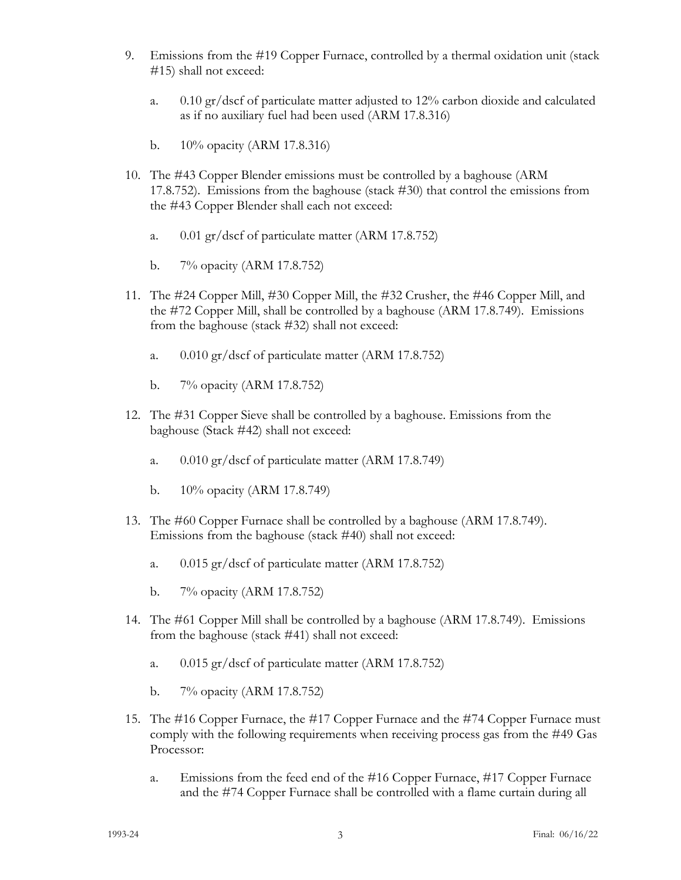9. Emissions from the #19 Copper Furnace, controlled by a thermal oxidation unit (stack #15) shall not exceed:

   a. 0.10 gr/dscf of particulate matter adjusted to 12% carbon dioxide and calculated as if no auxiliary fuel had been used (ARM 17.8.316)

   b. 10% opacity (ARM 17.8.316)

10. The #43 Copper Blender emissions must be controlled by a baghouse (ARM 17.8.752). Emissions from the baghouse (stack #30) that control the emissions from the #43 Copper Blender shall each not exceed:

    a. 0.01 gr/dscf of particulate matter (ARM 17.8.752)

    b. 7% opacity (ARM 17.8.752)

11. The #24 Copper Mill, #30 Copper Mill, the #32 Crusher, the #46 Copper Mill, and the #72 Copper Mill, shall be controlled by a baghouse (ARM 17.8.749). Emissions from the baghouse (stack #32) shall not exceed:

    a. 0.010 gr/dscf of particulate matter (ARM 17.8.752)

    b. 7% opacity (ARM 17.8.752)

12. The #31 Copper Sieve shall be controlled by a baghouse. Emissions from the baghouse (Stack #42) shall not exceed:

    a. 0.010 gr/dscf of particulate matter (ARM 17.8.749)

    b. 10% opacity (ARM 17.8.749)

13. The #60 Copper Furnace shall be controlled by a baghouse (ARM 17.8.749). Emissions from the baghouse (stack #40) shall not exceed:

    a. 0.015 gr/dscf of particulate matter (ARM 17.8.752)

    b. 7% opacity (ARM 17.8.752)

14. The #61 Copper Mill shall be controlled by a baghouse (ARM 17.8.749). Emissions from the baghouse (stack #41) shall not exceed:

    a. 0.015 gr/dscf of particulate matter (ARM 17.8.752)

    b. 7% opacity (ARM 17.8.752)

15. The #16 Copper Furnace, the #17 Copper Furnace and the #74 Copper Furnace must comply with the following requirements when receiving process gas from the #49 Gas Processor:

    a. Emissions from the feed end of the #16 Copper Furnace, #17 Copper Furnace and the #74 Copper Furnace shall be controlled with a flame curtain during all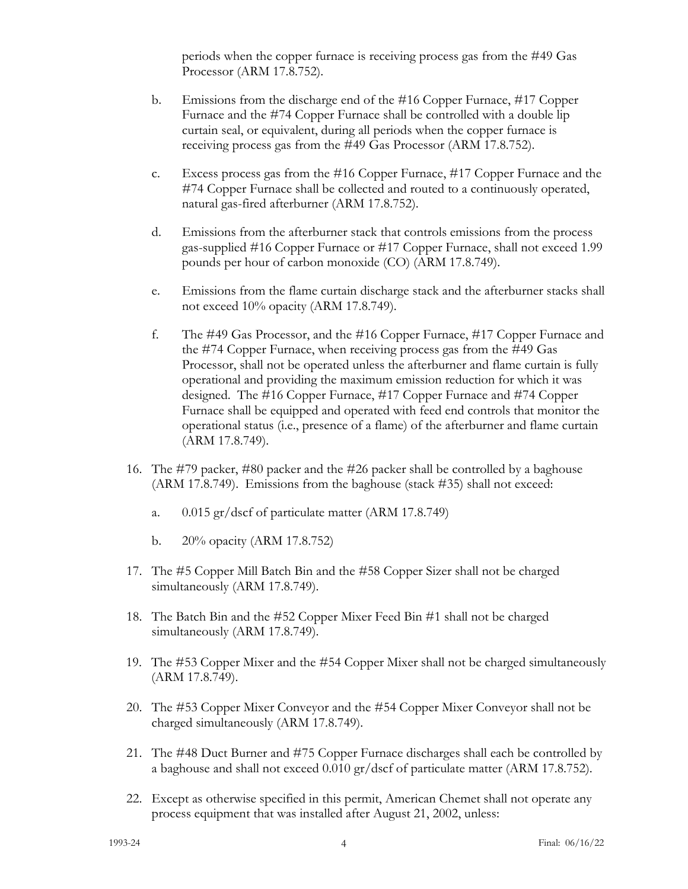periods when the copper furnace is receiving process gas from the #49 Gas Processor (ARM 17.8.752).

b. Emissions from the discharge end of the #16 Copper Furnace, #17 Copper Furnace and the #74 Copper Furnace shall be controlled with a double lip curtain seal, or equivalent, during all periods when the copper furnace is receiving process gas from the #49 Gas Processor (ARM 17.8.752).

c. Excess process gas from the #16 Copper Furnace, #17 Copper Furnace and the #74 Copper Furnace shall be collected and routed to a continuously operated, natural gas-fired afterburner (ARM 17.8.752).

d. Emissions from the afterburner stack that controls emissions from the process gas-supplied #16 Copper Furnace or #17 Copper Furnace, shall not exceed 1.99 pounds per hour of carbon monoxide (CO) (ARM 17.8.749).

e. Emissions from the flame curtain discharge stack and the afterburner stacks shall not exceed 10% opacity (ARM 17.8.749).

f. The #49 Gas Processor, and the #16 Copper Furnace, #17 Copper Furnace and the #74 Copper Furnace, when receiving process gas from the #49 Gas Processor, shall not be operated unless the afterburner and flame curtain is fully operational and providing the maximum emission reduction for which it was designed. The #16 Copper Furnace, #17 Copper Furnace and #74 Copper Furnace shall be equipped and operated with feed end controls that monitor the operational status (i.e., presence of a flame) of the afterburner and flame curtain (ARM 17.8.749).

16. The #79 packer, #80 packer and the #26 packer shall be controlled by a baghouse (ARM 17.8.749). Emissions from the baghouse (stack #35) shall not exceed:

    a. 0.015 gr/dscf of particulate matter (ARM 17.8.749)

    b. 20% opacity (ARM 17.8.752)

17. The #5 Copper Mill Batch Bin and the #58 Copper Sizer shall not be charged simultaneously (ARM 17.8.749).

18. The Batch Bin and the #52 Copper Mixer Feed Bin #1 shall not be charged simultaneously (ARM 17.8.749).

19. The #53 Copper Mixer and the #54 Copper Mixer shall not be charged simultaneously (ARM 17.8.749).

20. The #53 Copper Mixer Conveyor and the #54 Copper Mixer Conveyor shall not be charged simultaneously (ARM 17.8.749).

21. The #48 Duct Burner and #75 Copper Furnace discharges shall each be controlled by a baghouse and shall not exceed 0.010 gr/dscf of particulate matter (ARM 17.8.752).

22. Except as otherwise specified in this permit, American Chemet shall not operate any process equipment that was installed after August 21, 2002, unless: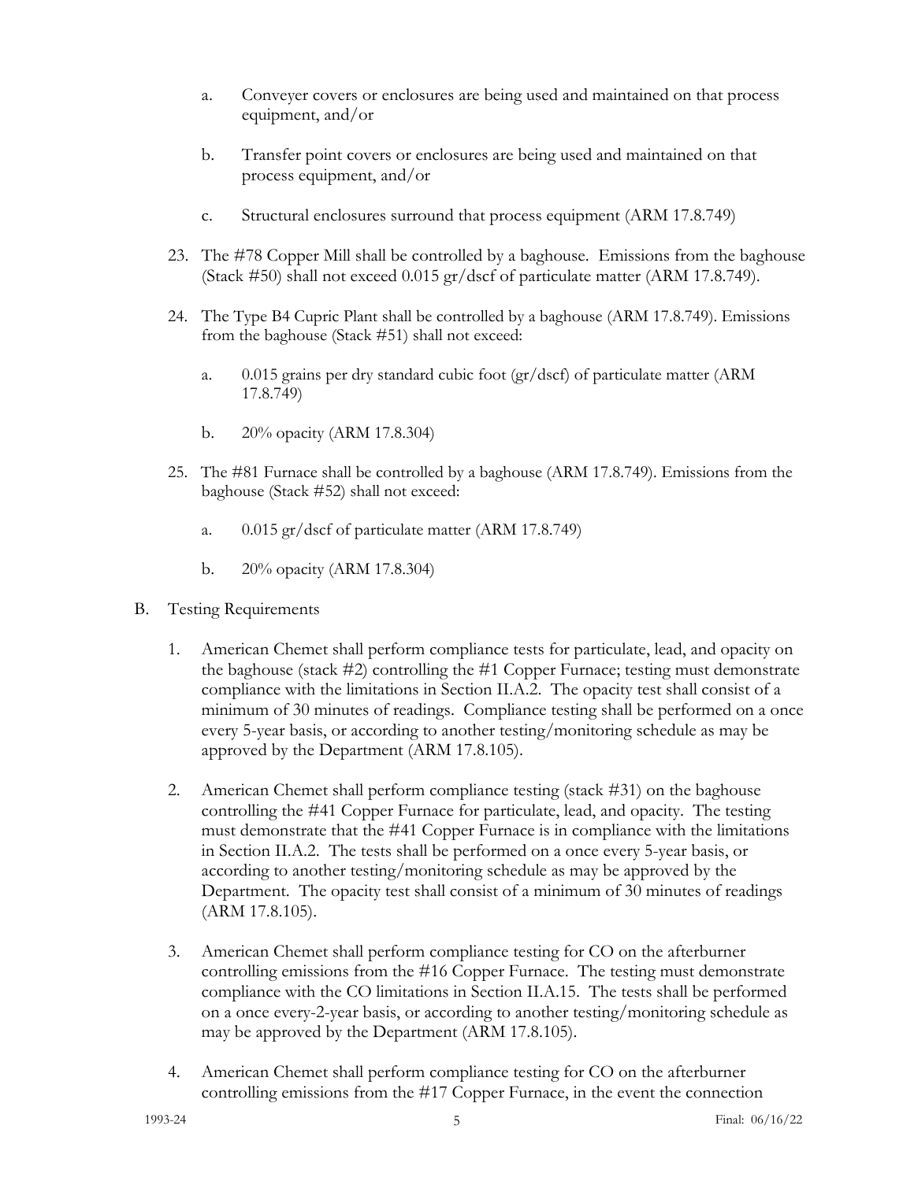a. Conveyer covers or enclosures are being used and maintained on that process equipment, and/or

b. Transfer point covers or enclosures are being used and maintained on that process equipment, and/or

c. Structural enclosures surround that process equipment (ARM 17.8.749)

23. The #78 Copper Mill shall be controlled by a baghouse. Emissions from the baghouse (Stack #50) shall not exceed 0.015 gr/dscf of particulate matter (ARM 17.8.749).

24. The Type B4 Cupric Plant shall be controlled by a baghouse (ARM 17.8.749). Emissions from the baghouse (Stack #51) shall not exceed:

    a. 0.015 grains per dry standard cubic foot (gr/dscf) of particulate matter (ARM 17.8.749)

    b. 20% opacity (ARM 17.8.304)

25. The #81 Furnace shall be controlled by a baghouse (ARM 17.8.749). Emissions from the baghouse (Stack #52) shall not exceed:

    a. 0.015 gr/dscf of particulate matter (ARM 17.8.749)

    b. 20% opacity (ARM 17.8.304)

B. Testing Requirements

1. American Chemet shall perform compliance tests for particulate, lead, and opacity on the baghouse (stack #2) controlling the #1 Copper Furnace; testing must demonstrate compliance with the limitations in Section II.A.2. The opacity test shall consist of a minimum of 30 minutes of readings. Compliance testing shall be performed on a once every 5-year basis, or according to another testing/monitoring schedule as may be approved by the Department (ARM 17.8.105).

2. American Chemet shall perform compliance testing (stack #31) on the baghouse controlling the #41 Copper Furnace for particulate, lead, and opacity. The testing must demonstrate that the #41 Copper Furnace is in compliance with the limitations in Section II.A.2. The tests shall be performed on a once every 5-year basis, or according to another testing/monitoring schedule as may be approved by the Department. The opacity test shall consist of a minimum of 30 minutes of readings (ARM 17.8.105).

3. American Chemet shall perform compliance testing for CO on the afterburner controlling emissions from the #16 Copper Furnace. The testing must demonstrate compliance with the CO limitations in Section II.A.15. The tests shall be performed on a once every-2-year basis, or according to another testing/monitoring schedule as may be approved by the Department (ARM 17.8.105).

4. American Chemet shall perform compliance testing for CO on the afterburner controlling emissions from the #17 Copper Furnace, in the event the connection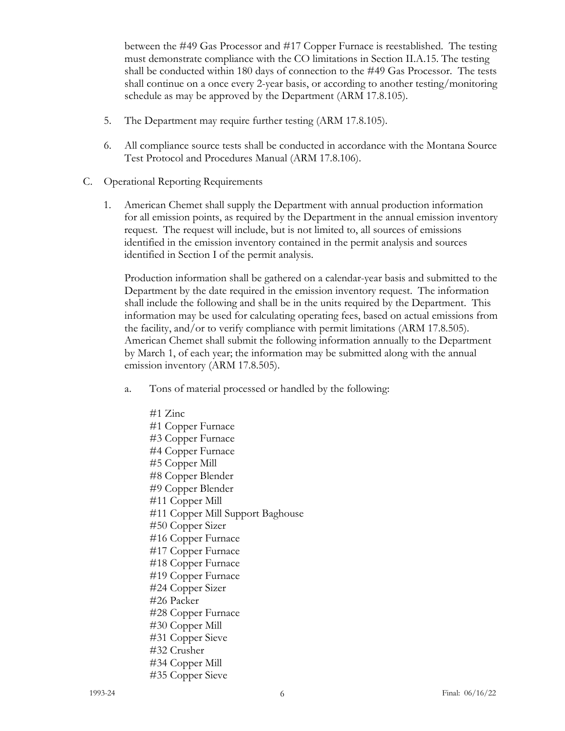between the #49 Gas Processor and #17 Copper Furnace is reestablished. The testing must demonstrate compliance with the CO limitations in Section II.A.15. The testing shall be conducted within 180 days of connection to the #49 Gas Processor. The tests shall continue on a once every 2-year basis, or according to another testing/monitoring schedule as may be approved by the Department (ARM 17.8.105).

5. The Department may require further testing (ARM 17.8.105).

6. All compliance source tests shall be conducted in accordance with the Montana Source Test Protocol and Procedures Manual (ARM 17.8.106).

C. Operational Reporting Requirements

1. American Chemet shall supply the Department with annual production information for all emission points, as required by the Department in the annual emission inventory request. The request will include, but is not limited to, all sources of emissions identified in the emission inventory contained in the permit analysis and sources identified in Section I of the permit analysis.

   Production information shall be gathered on a calendar-year basis and submitted to the Department by the date required in the emission inventory request. The information shall include the following and shall be in the units required by the Department. This information may be used for calculating operating fees, based on actual emissions from the facility, and/or to verify compliance with permit limitations (ARM 17.8.505). American Chemet shall submit the following information annually to the Department by March 1, of each year; the information may be submitted along with the annual emission inventory (ARM 17.8.505).

   a. Tons of material processed or handled by the following:

      #1 Zinc
      #1 Copper Furnace
      #3 Copper Furnace
      #4 Copper Furnace
      #5 Copper Mill
      #8 Copper Blender
      #9 Copper Blender
      #11 Copper Mill
      #11 Copper Mill Support Baghouse
      #50 Copper Sizer
      #16 Copper Furnace
      #17 Copper Furnace
      #18 Copper Furnace
      #19 Copper Furnace
      #24 Copper Sizer
      #26 Packer
      #28 Copper Furnace
      #30 Copper Mill
      #31 Copper Sieve
      #32 Crusher
      #34 Copper Mill
      #35 Copper Sieve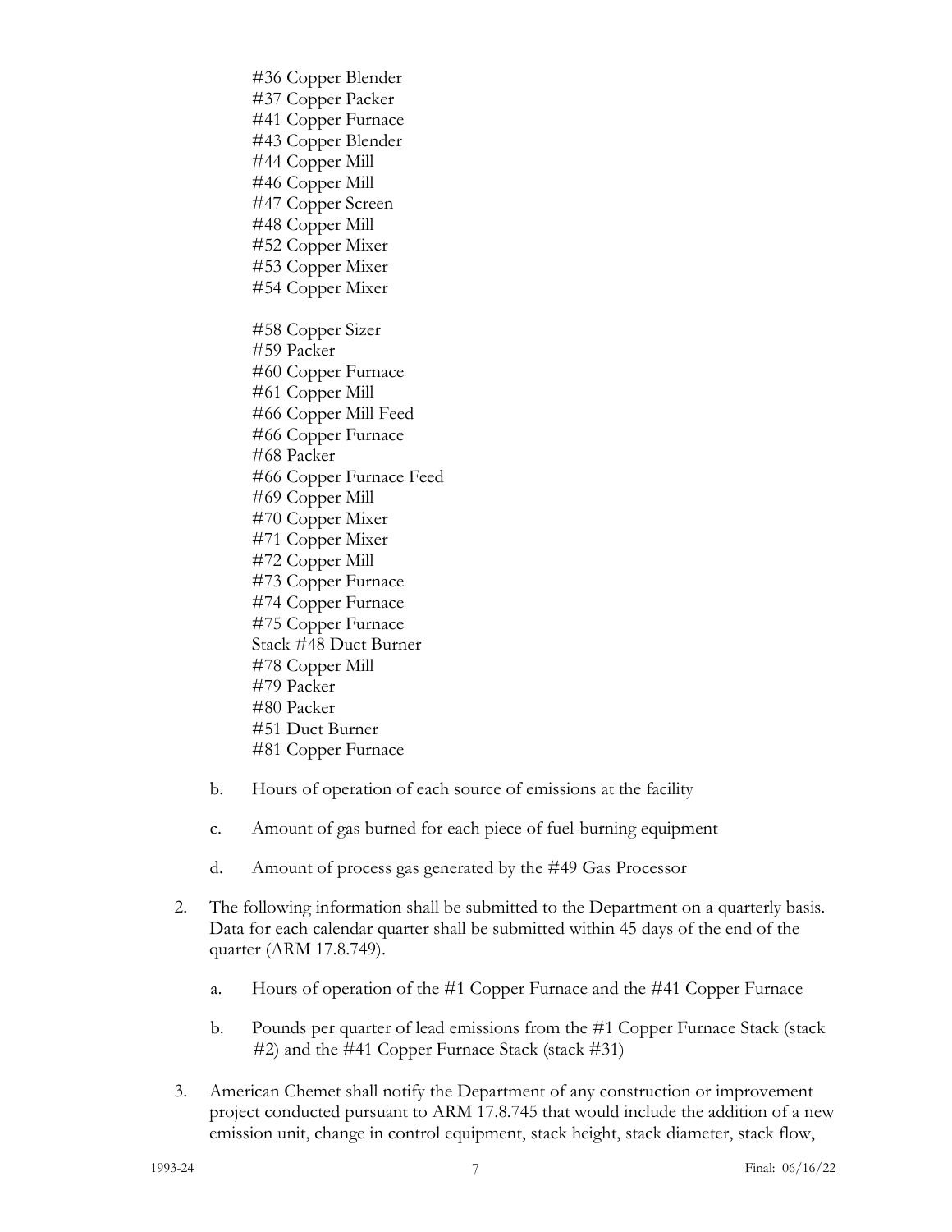#36 Copper Blender
#37 Copper Packer
#41 Copper Furnace
#43 Copper Blender
#44 Copper Mill
#46 Copper Mill
#47 Copper Screen
#48 Copper Mill
#52 Copper Mixer
#53 Copper Mixer
#54 Copper Mixer

#58 Copper Sizer
#59 Packer
#60 Copper Furnace
#61 Copper Mill
#66 Copper Mill Feed
#66 Copper Furnace
#68 Packer
#66 Copper Furnace Feed
#69 Copper Mill
#70 Copper Mixer
#71 Copper Mixer
#72 Copper Mill
#73 Copper Furnace
#74 Copper Furnace
#75 Copper Furnace
Stack #48 Duct Burner
#78 Copper Mill
#79 Packer
#80 Packer
#51 Duct Burner
#81 Copper Furnace

b. Hours of operation of each source of emissions at the facility

c. Amount of gas burned for each piece of fuel-burning equipment

d. Amount of process gas generated by the #49 Gas Processor

2. The following information shall be submitted to the Department on a quarterly basis. Data for each calendar quarter shall be submitted within 45 days of the end of the quarter (ARM 17.8.749).

   a. Hours of operation of the #1 Copper Furnace and the #41 Copper Furnace

   b. Pounds per quarter of lead emissions from the #1 Copper Furnace Stack (stack #2) and the #41 Copper Furnace Stack (stack #31)

3. American Chemet shall notify the Department of any construction or improvement project conducted pursuant to ARM 17.8.745 that would include the addition of a new emission unit, change in control equipment, stack height, stack diameter, stack flow,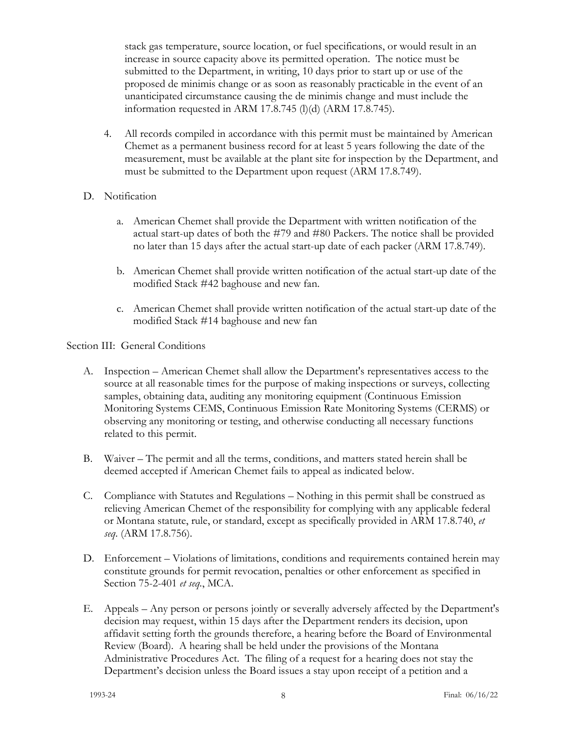stack gas temperature, source location, or fuel specifications, or would result in an increase in source capacity above its permitted operation. The notice must be submitted to the Department, in writing, 10 days prior to start up or use of the proposed de minimis change or as soon as reasonably practicable in the event of an unanticipated circumstance causing the de minimis change and must include the information requested in ARM 17.8.745 (l)(d) (ARM 17.8.745).

4. All records compiled in accordance with this permit must be maintained by American Chemet as a permanent business record for at least 5 years following the date of the measurement, must be available at the plant site for inspection by the Department, and must be submitted to the Department upon request (ARM 17.8.749).

D. Notification

   a. American Chemet shall provide the Department with written notification of the actual start-up dates of both the #79 and #80 Packers. The notice shall be provided no later than 15 days after the actual start-up date of each packer (ARM 17.8.749).

   b. American Chemet shall provide written notification of the actual start-up date of the modified Stack #42 baghouse and new fan.

   c. American Chemet shall provide written notification of the actual start-up date of the modified Stack #14 baghouse and new fan

Section III: General Conditions

A. Inspection – American Chemet shall allow the Department's representatives access to the source at all reasonable times for the purpose of making inspections or surveys, collecting samples, obtaining data, auditing any monitoring equipment (Continuous Emission Monitoring Systems CEMS, Continuous Emission Rate Monitoring Systems (CERMS) or observing any monitoring or testing, and otherwise conducting all necessary functions related to this permit.

B. Waiver – The permit and all the terms, conditions, and matters stated herein shall be deemed accepted if American Chemet fails to appeal as indicated below.

C. Compliance with Statutes and Regulations – Nothing in this permit shall be construed as relieving American Chemet of the responsibility for complying with any applicable federal or Montana statute, rule, or standard, except as specifically provided in ARM 17.8.740, *et seq*. (ARM 17.8.756).

D. Enforcement – Violations of limitations, conditions and requirements contained herein may constitute grounds for permit revocation, penalties or other enforcement as specified in Section 75-2-401 *et seq*., MCA.

E. Appeals – Any person or persons jointly or severally adversely affected by the Department's decision may request, within 15 days after the Department renders its decision, upon affidavit setting forth the grounds therefore, a hearing before the Board of Environmental Review (Board). A hearing shall be held under the provisions of the Montana Administrative Procedures Act. The filing of a request for a hearing does not stay the Department's decision unless the Board issues a stay upon receipt of a petition and a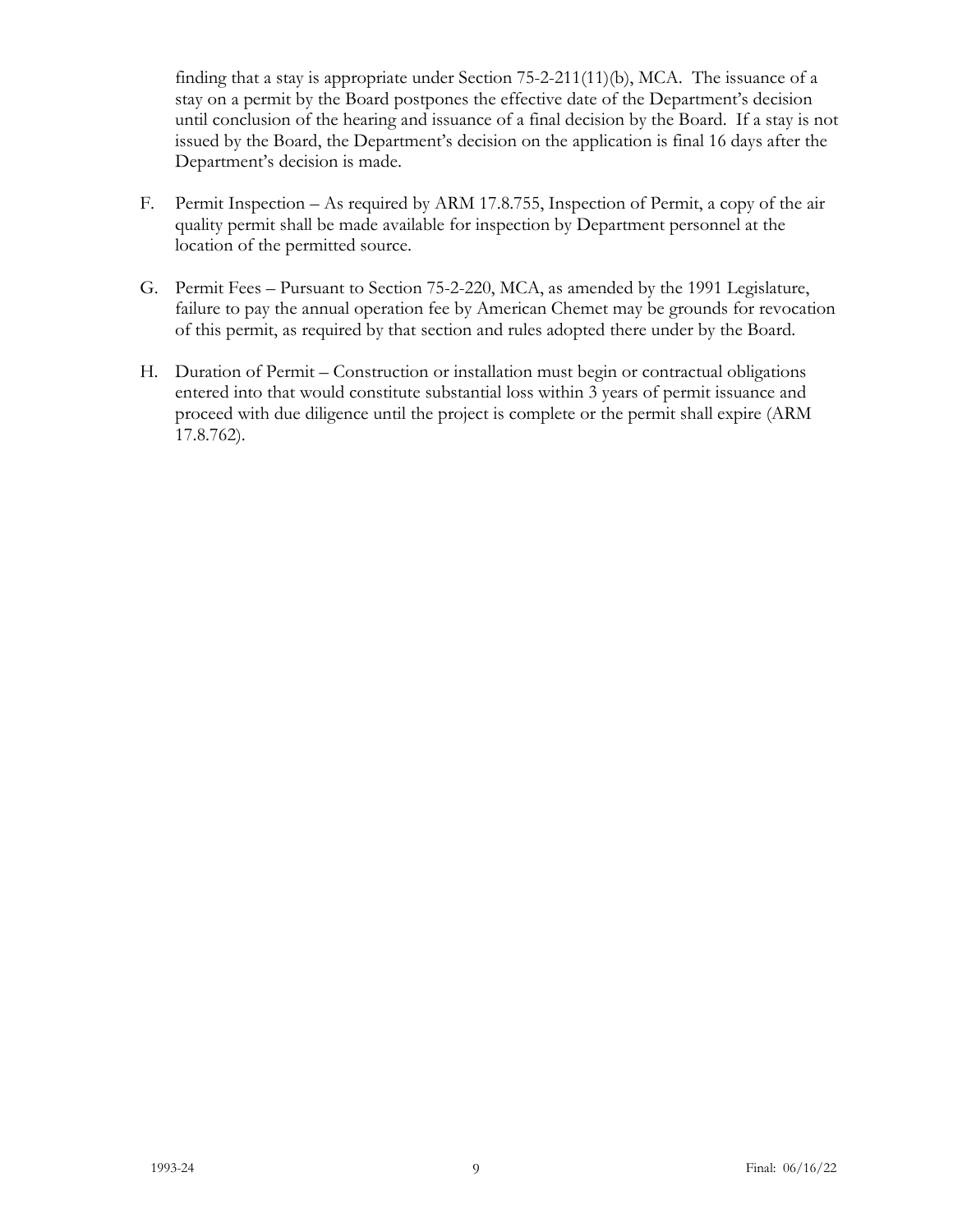finding that a stay is appropriate under Section 75-2-211(11)(b), MCA. The issuance of a stay on a permit by the Board postpones the effective date of the Department's decision until conclusion of the hearing and issuance of a final decision by the Board. If a stay is not issued by the Board, the Department's decision on the application is final 16 days after the Department's decision is made.

F. Permit Inspection – As required by ARM 17.8.755, Inspection of Permit, a copy of the air quality permit shall be made available for inspection by Department personnel at the location of the permitted source.

G. Permit Fees – Pursuant to Section 75-2-220, MCA, as amended by the 1991 Legislature, failure to pay the annual operation fee by American Chemet may be grounds for revocation of this permit, as required by that section and rules adopted there under by the Board.

H. Duration of Permit – Construction or installation must begin or contractual obligations entered into that would constitute substantial loss within 3 years of permit issuance and proceed with due diligence until the project is complete or the permit shall expire (ARM 17.8.762).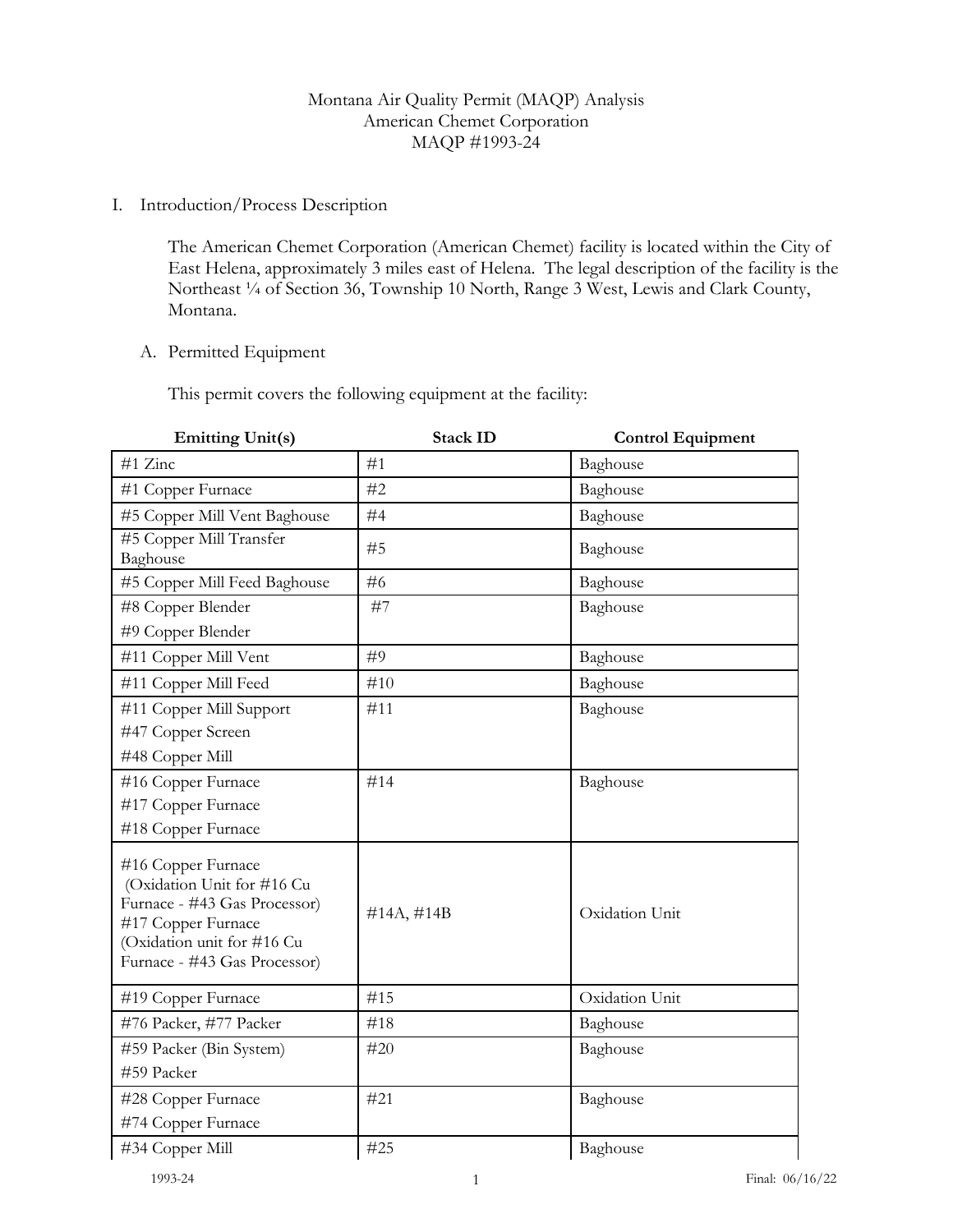Montana Air Quality Permit (MAQP) Analysis
American Chemet Corporation
MAQP #1993-24

I. Introduction/Process Description

The American Chemet Corporation (American Chemet) facility is located within the City of East Helena, approximately 3 miles east of Helena. The legal description of the facility is the Northeast ¼ of Section 36, Township 10 North, Range 3 West, Lewis and Clark County, Montana.

A. Permitted Equipment

This permit covers the following equipment at the facility:

| Emitting Unit(s) | Stack ID | Control Equipment |
|---|---|---|
| #1 Zinc | #1 | Baghouse |
| #1 Copper Furnace | #2 | Baghouse |
| #5 Copper Mill Vent Baghouse | #4 | Baghouse |
| #5 Copper Mill Transfer Baghouse | #5 | Baghouse |
| #5 Copper Mill Feed Baghouse | #6 | Baghouse |
| #8 Copper Blender<br>#9 Copper Blender | #7 | Baghouse |
| #11 Copper Mill Vent | #9 | Baghouse |
| #11 Copper Mill Feed | #10 | Baghouse |
| #11 Copper Mill Support<br>#47 Copper Screen<br>#48 Copper Mill | #11 | Baghouse |
| #16 Copper Furnace<br>#17 Copper Furnace<br>#18 Copper Furnace | #14 | Baghouse |
| #16 Copper Furnace (Oxidation Unit for #16 Cu Furnace - #43 Gas Processor)<br>#17 Copper Furnace (Oxidation unit for #16 Cu Furnace - #43 Gas Processor) | #14A, #14B | Oxidation Unit |
| #19 Copper Furnace | #15 | Oxidation Unit |
| #76 Packer, #77 Packer | #18 | Baghouse |
| #59 Packer (Bin System)<br>#59 Packer | #20 | Baghouse |
| #28 Copper Furnace<br>#74 Copper Furnace | #21 | Baghouse |
| #34 Copper Mill | #25 | Baghouse |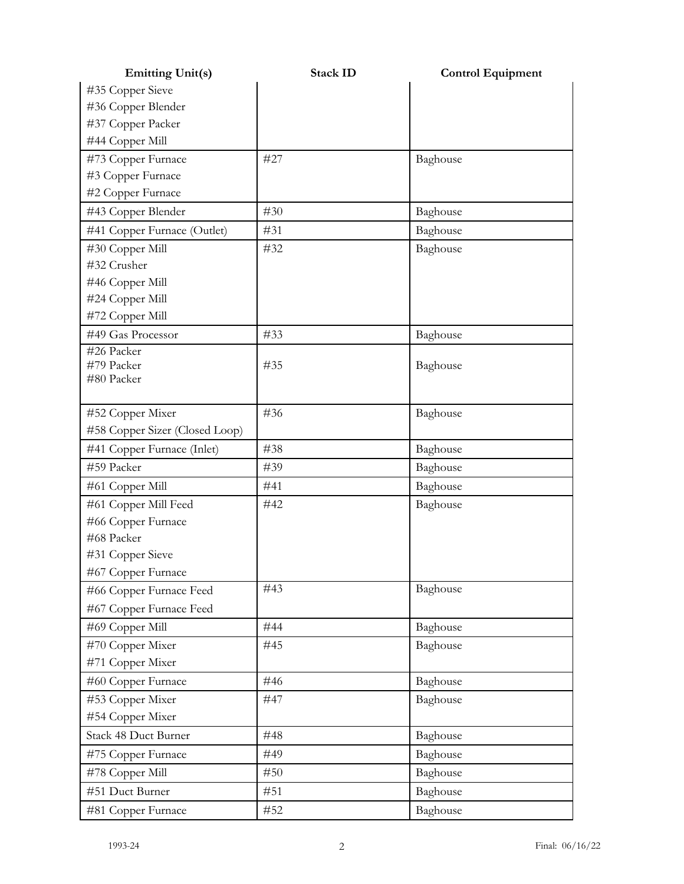| Emitting Unit(s) | Stack ID | Control Equipment |
|---|---|---|
| #35 Copper Sieve<br>#36 Copper Blender<br>#37 Copper Packer<br>#44 Copper Mill | | |
| #73 Copper Furnace<br>#3 Copper Furnace<br>#2 Copper Furnace | #27 | Baghouse |
| #43 Copper Blender | #30 | Baghouse |
| #41 Copper Furnace (Outlet) | #31 | Baghouse |
| #30 Copper Mill<br>#32 Crusher<br>#46 Copper Mill<br>#24 Copper Mill<br>#72 Copper Mill | #32 | Baghouse |
| #49 Gas Processor | #33 | Baghouse |
| #26 Packer<br>#79 Packer<br>#80 Packer | #35 | Baghouse |
| #52 Copper Mixer<br>#58 Copper Sizer (Closed Loop) | #36 | Baghouse |
| #41 Copper Furnace (Inlet) | #38 | Baghouse |
| #59 Packer | #39 | Baghouse |
| #61 Copper Mill | #41 | Baghouse |
| #61 Copper Mill Feed<br>#66 Copper Furnace<br>#68 Packer<br>#31 Copper Sieve<br>#67 Copper Furnace | #42 | Baghouse |
| #66 Copper Furnace Feed<br>#67 Copper Furnace Feed | #43 | Baghouse |
| #69 Copper Mill | #44 | Baghouse |
| #70 Copper Mixer<br>#71 Copper Mixer | #45 | Baghouse |
| #60 Copper Furnace | #46 | Baghouse |
| #53 Copper Mixer<br>#54 Copper Mixer | #47 | Baghouse |
| Stack 48 Duct Burner | #48 | Baghouse |
| #75 Copper Furnace | #49 | Baghouse |
| #78 Copper Mill | #50 | Baghouse |
| #51 Duct Burner | #51 | Baghouse |
| #81 Copper Furnace | #52 | Baghouse |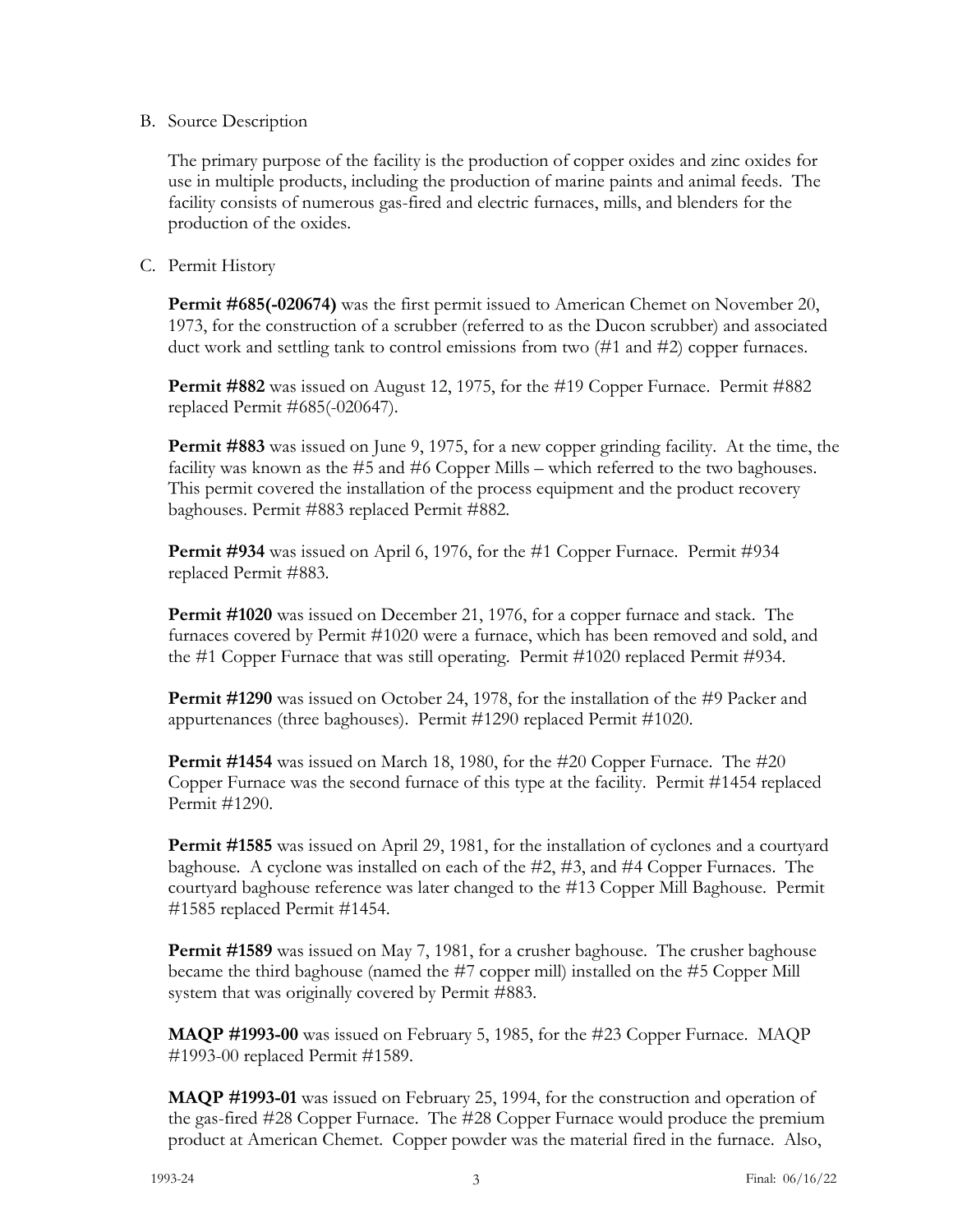B. Source Description

The primary purpose of the facility is the production of copper oxides and zinc oxides for use in multiple products, including the production of marine paints and animal feeds. The facility consists of numerous gas-fired and electric furnaces, mills, and blenders for the production of the oxides.

C. Permit History

**Permit #685(-020674)** was the first permit issued to American Chemet on November 20, 1973, for the construction of a scrubber (referred to as the Ducon scrubber) and associated duct work and settling tank to control emissions from two (#1 and #2) copper furnaces.

**Permit #882** was issued on August 12, 1975, for the #19 Copper Furnace. Permit #882 replaced Permit #685(-020647).

**Permit #883** was issued on June 9, 1975, for a new copper grinding facility. At the time, the facility was known as the #5 and #6 Copper Mills – which referred to the two baghouses. This permit covered the installation of the process equipment and the product recovery baghouses. Permit #883 replaced Permit #882.

**Permit #934** was issued on April 6, 1976, for the #1 Copper Furnace. Permit #934 replaced Permit #883.

**Permit #1020** was issued on December 21, 1976, for a copper furnace and stack. The furnaces covered by Permit #1020 were a furnace, which has been removed and sold, and the #1 Copper Furnace that was still operating. Permit #1020 replaced Permit #934.

**Permit #1290** was issued on October 24, 1978, for the installation of the #9 Packer and appurtenances (three baghouses). Permit #1290 replaced Permit #1020.

**Permit #1454** was issued on March 18, 1980, for the #20 Copper Furnace. The #20 Copper Furnace was the second furnace of this type at the facility. Permit #1454 replaced Permit #1290.

**Permit #1585** was issued on April 29, 1981, for the installation of cyclones and a courtyard baghouse. A cyclone was installed on each of the #2, #3, and #4 Copper Furnaces. The courtyard baghouse reference was later changed to the #13 Copper Mill Baghouse. Permit #1585 replaced Permit #1454.

**Permit #1589** was issued on May 7, 1981, for a crusher baghouse. The crusher baghouse became the third baghouse (named the #7 copper mill) installed on the #5 Copper Mill system that was originally covered by Permit #883.

**MAQP #1993-00** was issued on February 5, 1985, for the #23 Copper Furnace. MAQP #1993-00 replaced Permit #1589.

**MAQP #1993-01** was issued on February 25, 1994, for the construction and operation of the gas-fired #28 Copper Furnace. The #28 Copper Furnace would produce the premium product at American Chemet. Copper powder was the material fired in the furnace. Also,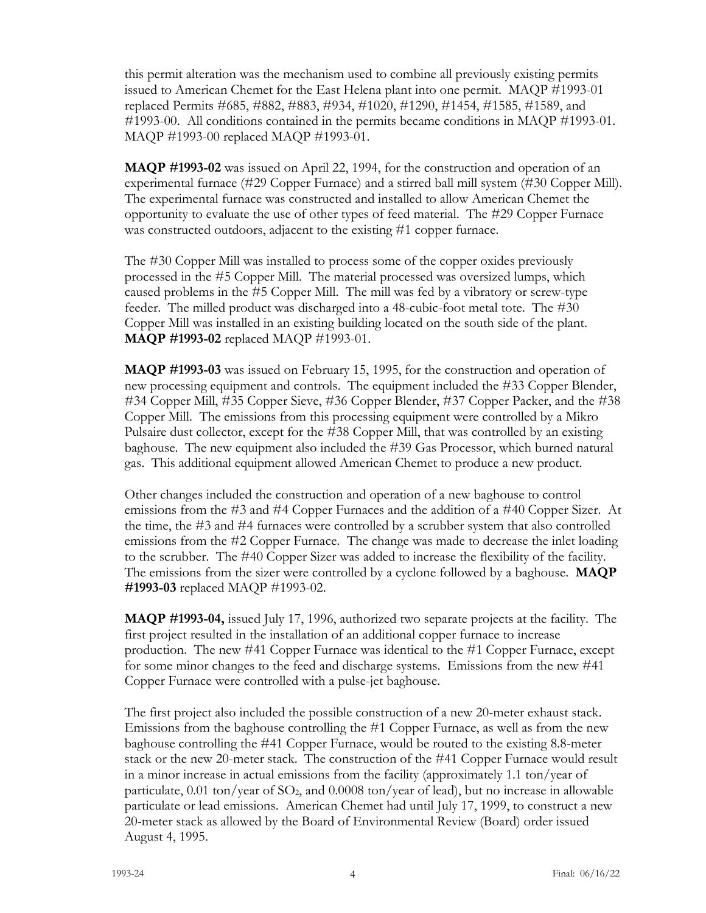this permit alteration was the mechanism used to combine all previously existing permits issued to American Chemet for the East Helena plant into one permit. MAQP #1993-01 replaced Permits #685, #882, #883, #934, #1020, #1290, #1454, #1585, #1589, and #1993-00. All conditions contained in the permits became conditions in MAQP #1993-01. MAQP #1993-00 replaced MAQP #1993-01.

**MAQP #1993-02** was issued on April 22, 1994, for the construction and operation of an experimental furnace (#29 Copper Furnace) and a stirred ball mill system (#30 Copper Mill). The experimental furnace was constructed and installed to allow American Chemet the opportunity to evaluate the use of other types of feed material. The #29 Copper Furnace was constructed outdoors, adjacent to the existing #1 copper furnace.

The #30 Copper Mill was installed to process some of the copper oxides previously processed in the #5 Copper Mill. The material processed was oversized lumps, which caused problems in the #5 Copper Mill. The mill was fed by a vibratory or screw-type feeder. The milled product was discharged into a 48-cubic-foot metal tote. The #30 Copper Mill was installed in an existing building located on the south side of the plant. **MAQP #1993-02** replaced MAQP #1993-01.

**MAQP #1993-03** was issued on February 15, 1995, for the construction and operation of new processing equipment and controls. The equipment included the #33 Copper Blender, #34 Copper Mill, #35 Copper Sieve, #36 Copper Blender, #37 Copper Packer, and the #38 Copper Mill. The emissions from this processing equipment were controlled by a Mikro Pulsaire dust collector, except for the #38 Copper Mill, that was controlled by an existing baghouse. The new equipment also included the #39 Gas Processor, which burned natural gas. This additional equipment allowed American Chemet to produce a new product.

Other changes included the construction and operation of a new baghouse to control emissions from the #3 and #4 Copper Furnaces and the addition of a #40 Copper Sizer. At the time, the #3 and #4 furnaces were controlled by a scrubber system that also controlled emissions from the #2 Copper Furnace. The change was made to decrease the inlet loading to the scrubber. The #40 Copper Sizer was added to increase the flexibility of the facility. The emissions from the sizer were controlled by a cyclone followed by a baghouse. **MAQP #1993-03** replaced MAQP #1993-02.

**MAQP #1993-04,** issued July 17, 1996, authorized two separate projects at the facility. The first project resulted in the installation of an additional copper furnace to increase production. The new #41 Copper Furnace was identical to the #1 Copper Furnace, except for some minor changes to the feed and discharge systems. Emissions from the new #41 Copper Furnace were controlled with a pulse-jet baghouse.

The first project also included the possible construction of a new 20-meter exhaust stack. Emissions from the baghouse controlling the #1 Copper Furnace, as well as from the new baghouse controlling the #41 Copper Furnace, would be routed to the existing 8.8-meter stack or the new 20-meter stack. The construction of the #41 Copper Furnace would result in a minor increase in actual emissions from the facility (approximately 1.1 ton/year of particulate, 0.01 ton/year of $SO_2$, and 0.0008 ton/year of lead), but no increase in allowable particulate or lead emissions. American Chemet had until July 17, 1999, to construct a new 20-meter stack as allowed by the Board of Environmental Review (Board) order issued August 4, 1995.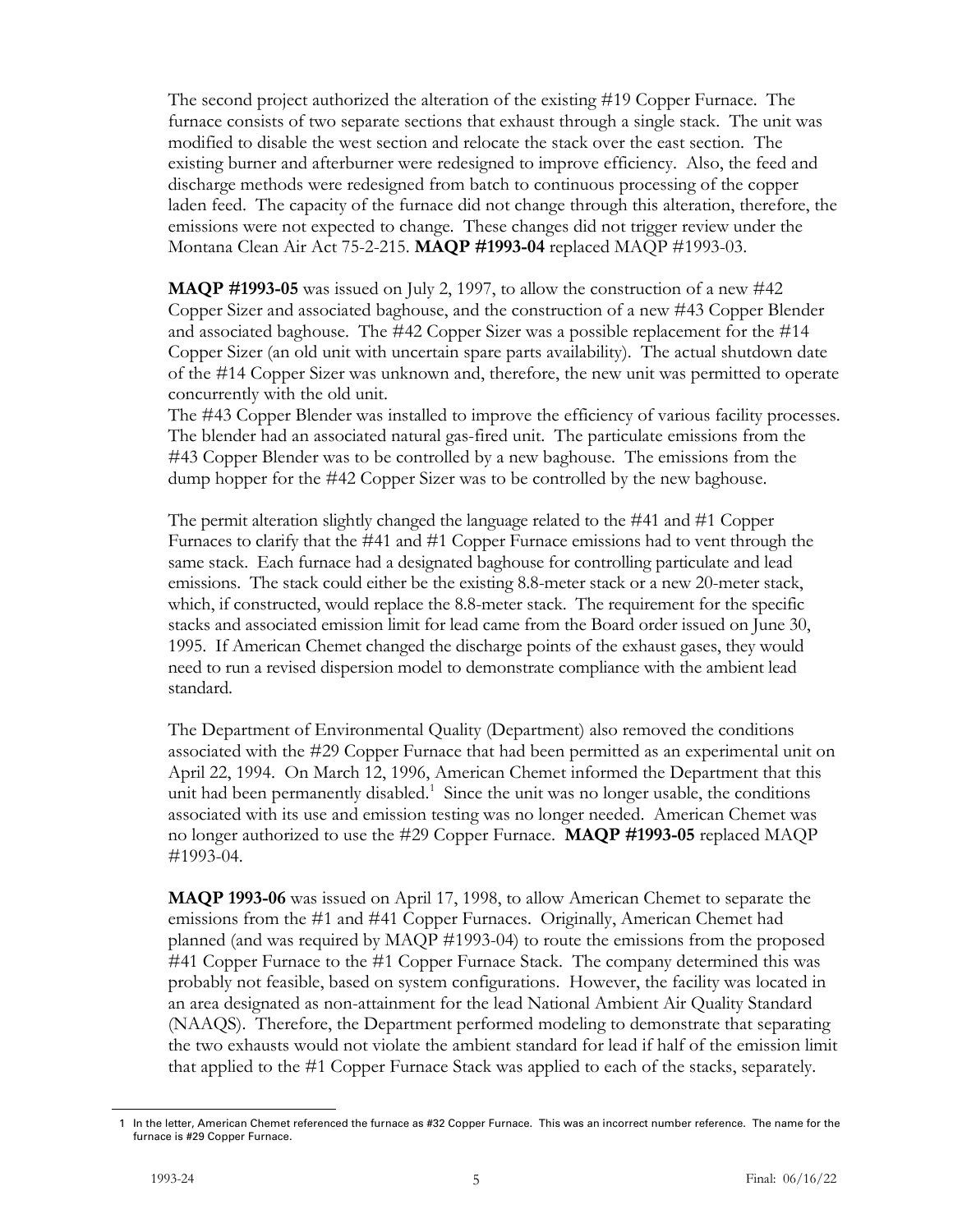The second project authorized the alteration of the existing #19 Copper Furnace. The furnace consists of two separate sections that exhaust through a single stack. The unit was modified to disable the west section and relocate the stack over the east section. The existing burner and afterburner were redesigned to improve efficiency. Also, the feed and discharge methods were redesigned from batch to continuous processing of the copper laden feed. The capacity of the furnace did not change through this alteration, therefore, the emissions were not expected to change. These changes did not trigger review under the Montana Clean Air Act 75-2-215. **MAQP #1993-04** replaced MAQP #1993-03.

**MAQP #1993-05** was issued on July 2, 1997, to allow the construction of a new #42 Copper Sizer and associated baghouse, and the construction of a new #43 Copper Blender and associated baghouse. The #42 Copper Sizer was a possible replacement for the #14 Copper Sizer (an old unit with uncertain spare parts availability). The actual shutdown date of the #14 Copper Sizer was unknown and, therefore, the new unit was permitted to operate concurrently with the old unit.
The #43 Copper Blender was installed to improve the efficiency of various facility processes. The blender had an associated natural gas-fired unit. The particulate emissions from the #43 Copper Blender was to be controlled by a new baghouse. The emissions from the dump hopper for the #42 Copper Sizer was to be controlled by the new baghouse.

The permit alteration slightly changed the language related to the #41 and #1 Copper Furnaces to clarify that the #41 and #1 Copper Furnace emissions had to vent through the same stack. Each furnace had a designated baghouse for controlling particulate and lead emissions. The stack could either be the existing 8.8-meter stack or a new 20-meter stack, which, if constructed, would replace the 8.8-meter stack. The requirement for the specific stacks and associated emission limit for lead came from the Board order issued on June 30, 1995. If American Chemet changed the discharge points of the exhaust gases, they would need to run a revised dispersion model to demonstrate compliance with the ambient lead standard.

The Department of Environmental Quality (Department) also removed the conditions associated with the #29 Copper Furnace that had been permitted as an experimental unit on April 22, 1994. On March 12, 1996, American Chemet informed the Department that this unit had been permanently disabled.[1] Since the unit was no longer usable, the conditions associated with its use and emission testing was no longer needed. American Chemet was no longer authorized to use the #29 Copper Furnace. **MAQP #1993-05** replaced MAQP #1993-04.

**MAQP 1993-06** was issued on April 17, 1998, to allow American Chemet to separate the emissions from the #1 and #41 Copper Furnaces. Originally, American Chemet had planned (and was required by MAQP #1993-04) to route the emissions from the proposed #41 Copper Furnace to the #1 Copper Furnace Stack. The company determined this was probably not feasible, based on system configurations. However, the facility was located in an area designated as non-attainment for the lead National Ambient Air Quality Standard (NAAQS). Therefore, the Department performed modeling to demonstrate that separating the two exhausts would not violate the ambient standard for lead if half of the emission limit that applied to the #1 Copper Furnace Stack was applied to each of the stacks, separately.

---

[1] In the letter, American Chemet referenced the furnace as #32 Copper Furnace. This was an incorrect number reference. The name for the furnace is #29 Copper Furnace.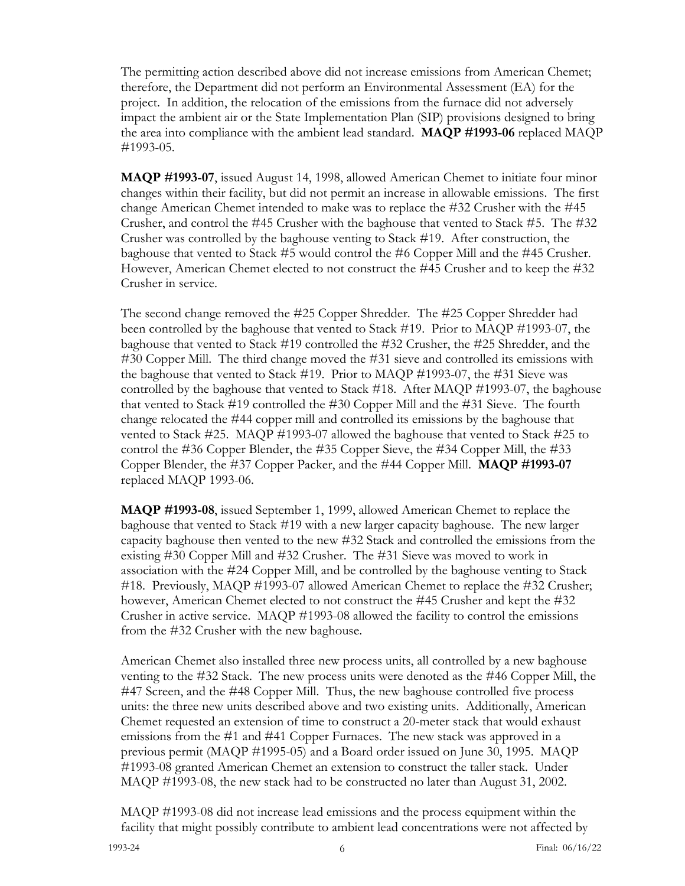The permitting action described above did not increase emissions from American Chemet; therefore, the Department did not perform an Environmental Assessment (EA) for the project. In addition, the relocation of the emissions from the furnace did not adversely impact the ambient air or the State Implementation Plan (SIP) provisions designed to bring the area into compliance with the ambient lead standard. **MAQP #1993-06** replaced MAQP #1993-05.

**MAQP #1993-07**, issued August 14, 1998, allowed American Chemet to initiate four minor changes within their facility, but did not permit an increase in allowable emissions. The first change American Chemet intended to make was to replace the #32 Crusher with the #45 Crusher, and control the #45 Crusher with the baghouse that vented to Stack #5. The #32 Crusher was controlled by the baghouse venting to Stack #19. After construction, the baghouse that vented to Stack #5 would control the #6 Copper Mill and the #45 Crusher. However, American Chemet elected to not construct the #45 Crusher and to keep the #32 Crusher in service.

The second change removed the #25 Copper Shredder. The #25 Copper Shredder had been controlled by the baghouse that vented to Stack #19. Prior to MAQP #1993-07, the baghouse that vented to Stack #19 controlled the #32 Crusher, the #25 Shredder, and the #30 Copper Mill. The third change moved the #31 sieve and controlled its emissions with the baghouse that vented to Stack #19. Prior to MAQP #1993-07, the #31 Sieve was controlled by the baghouse that vented to Stack #18. After MAQP #1993-07, the baghouse that vented to Stack #19 controlled the #30 Copper Mill and the #31 Sieve. The fourth change relocated the #44 copper mill and controlled its emissions by the baghouse that vented to Stack #25. MAQP #1993-07 allowed the baghouse that vented to Stack #25 to control the #36 Copper Blender, the #35 Copper Sieve, the #34 Copper Mill, the #33 Copper Blender, the #37 Copper Packer, and the #44 Copper Mill. **MAQP #1993-07** replaced MAQP 1993-06.

**MAQP #1993-08**, issued September 1, 1999, allowed American Chemet to replace the baghouse that vented to Stack #19 with a new larger capacity baghouse. The new larger capacity baghouse then vented to the new #32 Stack and controlled the emissions from the existing #30 Copper Mill and #32 Crusher. The #31 Sieve was moved to work in association with the #24 Copper Mill, and be controlled by the baghouse venting to Stack #18. Previously, MAQP #1993-07 allowed American Chemet to replace the #32 Crusher; however, American Chemet elected to not construct the #45 Crusher and kept the #32 Crusher in active service. MAQP #1993-08 allowed the facility to control the emissions from the #32 Crusher with the new baghouse.

American Chemet also installed three new process units, all controlled by a new baghouse venting to the #32 Stack. The new process units were denoted as the #46 Copper Mill, the #47 Screen, and the #48 Copper Mill. Thus, the new baghouse controlled five process units: the three new units described above and two existing units. Additionally, American Chemet requested an extension of time to construct a 20-meter stack that would exhaust emissions from the #1 and #41 Copper Furnaces. The new stack was approved in a previous permit (MAQP #1995-05) and a Board order issued on June 30, 1995. MAQP #1993-08 granted American Chemet an extension to construct the taller stack. Under MAQP #1993-08, the new stack had to be constructed no later than August 31, 2002.

MAQP #1993-08 did not increase lead emissions and the process equipment within the facility that might possibly contribute to ambient lead concentrations were not affected by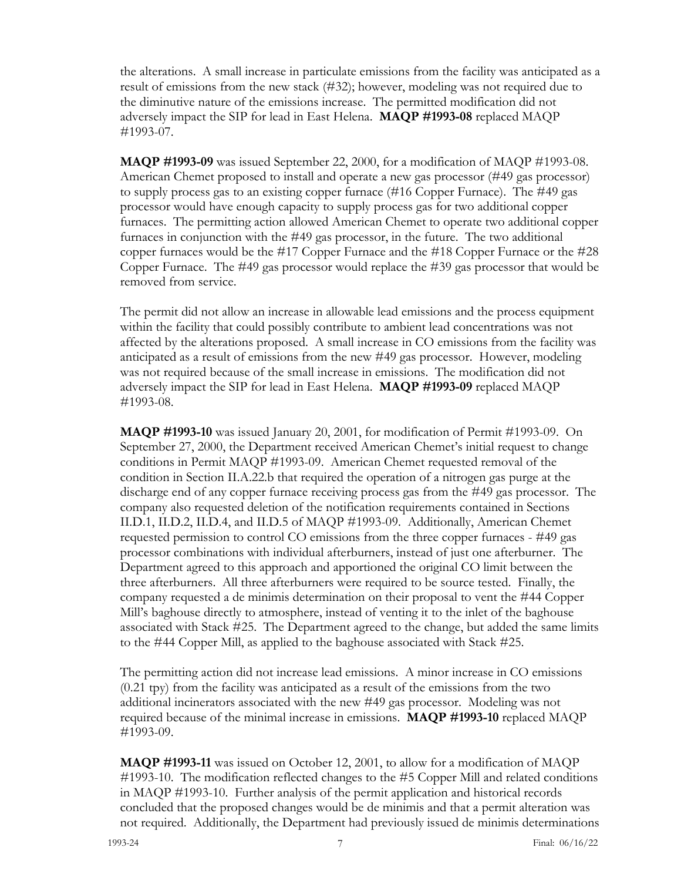the alterations. A small increase in particulate emissions from the facility was anticipated as a result of emissions from the new stack (#32); however, modeling was not required due to the diminutive nature of the emissions increase. The permitted modification did not adversely impact the SIP for lead in East Helena. **MAQP #1993-08** replaced MAQP #1993-07.

**MAQP #1993-09** was issued September 22, 2000, for a modification of MAQP #1993-08. American Chemet proposed to install and operate a new gas processor (#49 gas processor) to supply process gas to an existing copper furnace (#16 Copper Furnace). The #49 gas processor would have enough capacity to supply process gas for two additional copper furnaces. The permitting action allowed American Chemet to operate two additional copper furnaces in conjunction with the #49 gas processor, in the future. The two additional copper furnaces would be the #17 Copper Furnace and the #18 Copper Furnace or the #28 Copper Furnace. The #49 gas processor would replace the #39 gas processor that would be removed from service.

The permit did not allow an increase in allowable lead emissions and the process equipment within the facility that could possibly contribute to ambient lead concentrations was not affected by the alterations proposed. A small increase in CO emissions from the facility was anticipated as a result of emissions from the new #49 gas processor. However, modeling was not required because of the small increase in emissions. The modification did not adversely impact the SIP for lead in East Helena. **MAQP #1993-09** replaced MAQP #1993-08.

**MAQP #1993-10** was issued January 20, 2001, for modification of Permit #1993-09. On September 27, 2000, the Department received American Chemet's initial request to change conditions in Permit MAQP #1993-09. American Chemet requested removal of the condition in Section II.A.22.b that required the operation of a nitrogen gas purge at the discharge end of any copper furnace receiving process gas from the #49 gas processor. The company also requested deletion of the notification requirements contained in Sections II.D.1, II.D.2, II.D.4, and II.D.5 of MAQP #1993-09. Additionally, American Chemet requested permission to control CO emissions from the three copper furnaces - #49 gas processor combinations with individual afterburners, instead of just one afterburner. The Department agreed to this approach and apportioned the original CO limit between the three afterburners. All three afterburners were required to be source tested. Finally, the company requested a de minimis determination on their proposal to vent the #44 Copper Mill's baghouse directly to atmosphere, instead of venting it to the inlet of the baghouse associated with Stack #25. The Department agreed to the change, but added the same limits to the #44 Copper Mill, as applied to the baghouse associated with Stack #25.

The permitting action did not increase lead emissions. A minor increase in CO emissions (0.21 tpy) from the facility was anticipated as a result of the emissions from the two additional incinerators associated with the new #49 gas processor. Modeling was not required because of the minimal increase in emissions. **MAQP #1993-10** replaced MAQP #1993-09.

**MAQP #1993-11** was issued on October 12, 2001, to allow for a modification of MAQP #1993-10. The modification reflected changes to the #5 Copper Mill and related conditions in MAQP #1993-10. Further analysis of the permit application and historical records concluded that the proposed changes would be de minimis and that a permit alteration was not required. Additionally, the Department had previously issued de minimis determinations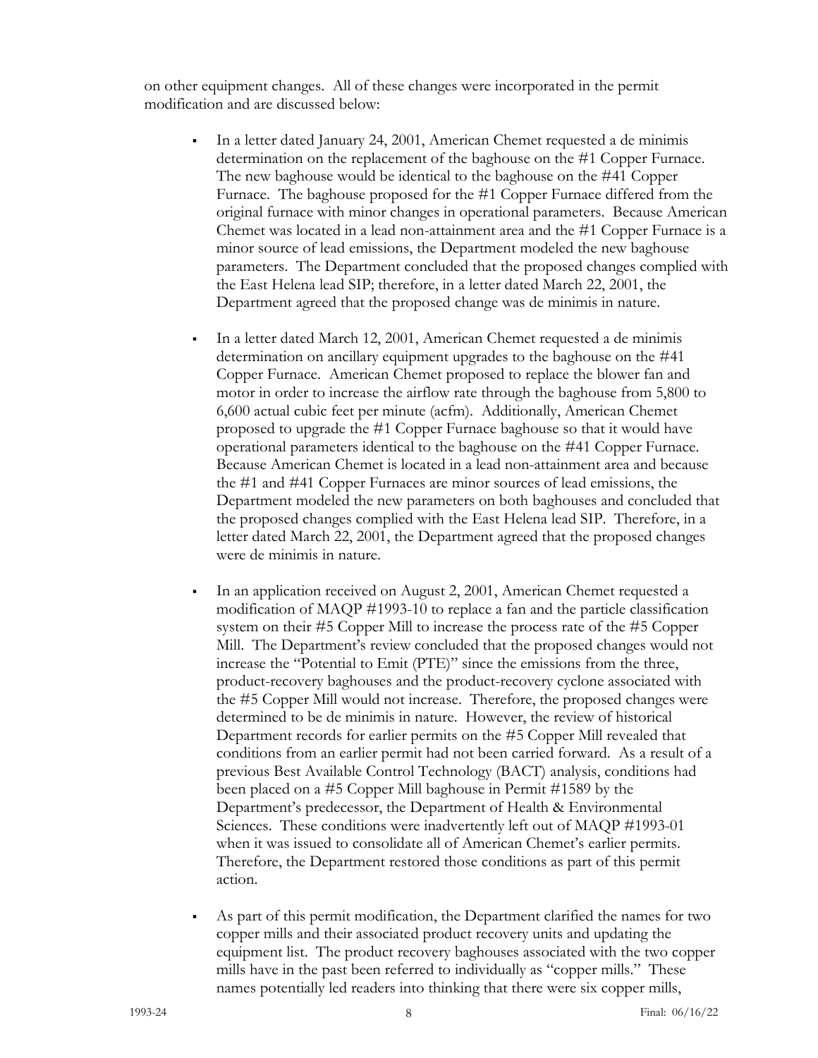on other equipment changes. All of these changes were incorporated in the permit modification and are discussed below:

- In a letter dated January 24, 2001, American Chemet requested a de minimis determination on the replacement of the baghouse on the #1 Copper Furnace. The new baghouse would be identical to the baghouse on the #41 Copper Furnace. The baghouse proposed for the #1 Copper Furnace differed from the original furnace with minor changes in operational parameters. Because American Chemet was located in a lead non-attainment area and the #1 Copper Furnace is a minor source of lead emissions, the Department modeled the new baghouse parameters. The Department concluded that the proposed changes complied with the East Helena lead SIP; therefore, in a letter dated March 22, 2001, the Department agreed that the proposed change was de minimis in nature.

- In a letter dated March 12, 2001, American Chemet requested a de minimis determination on ancillary equipment upgrades to the baghouse on the #41 Copper Furnace. American Chemet proposed to replace the blower fan and motor in order to increase the airflow rate through the baghouse from 5,800 to 6,600 actual cubic feet per minute (acfm). Additionally, American Chemet proposed to upgrade the #1 Copper Furnace baghouse so that it would have operational parameters identical to the baghouse on the #41 Copper Furnace. Because American Chemet is located in a lead non-attainment area and because the #1 and #41 Copper Furnaces are minor sources of lead emissions, the Department modeled the new parameters on both baghouses and concluded that the proposed changes complied with the East Helena lead SIP. Therefore, in a letter dated March 22, 2001, the Department agreed that the proposed changes were de minimis in nature.

- In an application received on August 2, 2001, American Chemet requested a modification of MAQP #1993-10 to replace a fan and the particle classification system on their #5 Copper Mill to increase the process rate of the #5 Copper Mill. The Department's review concluded that the proposed changes would not increase the "Potential to Emit (PTE)" since the emissions from the three, product-recovery baghouses and the product-recovery cyclone associated with the #5 Copper Mill would not increase. Therefore, the proposed changes were determined to be de minimis in nature. However, the review of historical Department records for earlier permits on the #5 Copper Mill revealed that conditions from an earlier permit had not been carried forward. As a result of a previous Best Available Control Technology (BACT) analysis, conditions had been placed on a #5 Copper Mill baghouse in Permit #1589 by the Department's predecessor, the Department of Health & Environmental Sciences. These conditions were inadvertently left out of MAQP #1993-01 when it was issued to consolidate all of American Chemet's earlier permits. Therefore, the Department restored those conditions as part of this permit action.

- As part of this permit modification, the Department clarified the names for two copper mills and their associated product recovery units and updating the equipment list. The product recovery baghouses associated with the two copper mills have in the past been referred to individually as "copper mills." These names potentially led readers into thinking that there were six copper mills,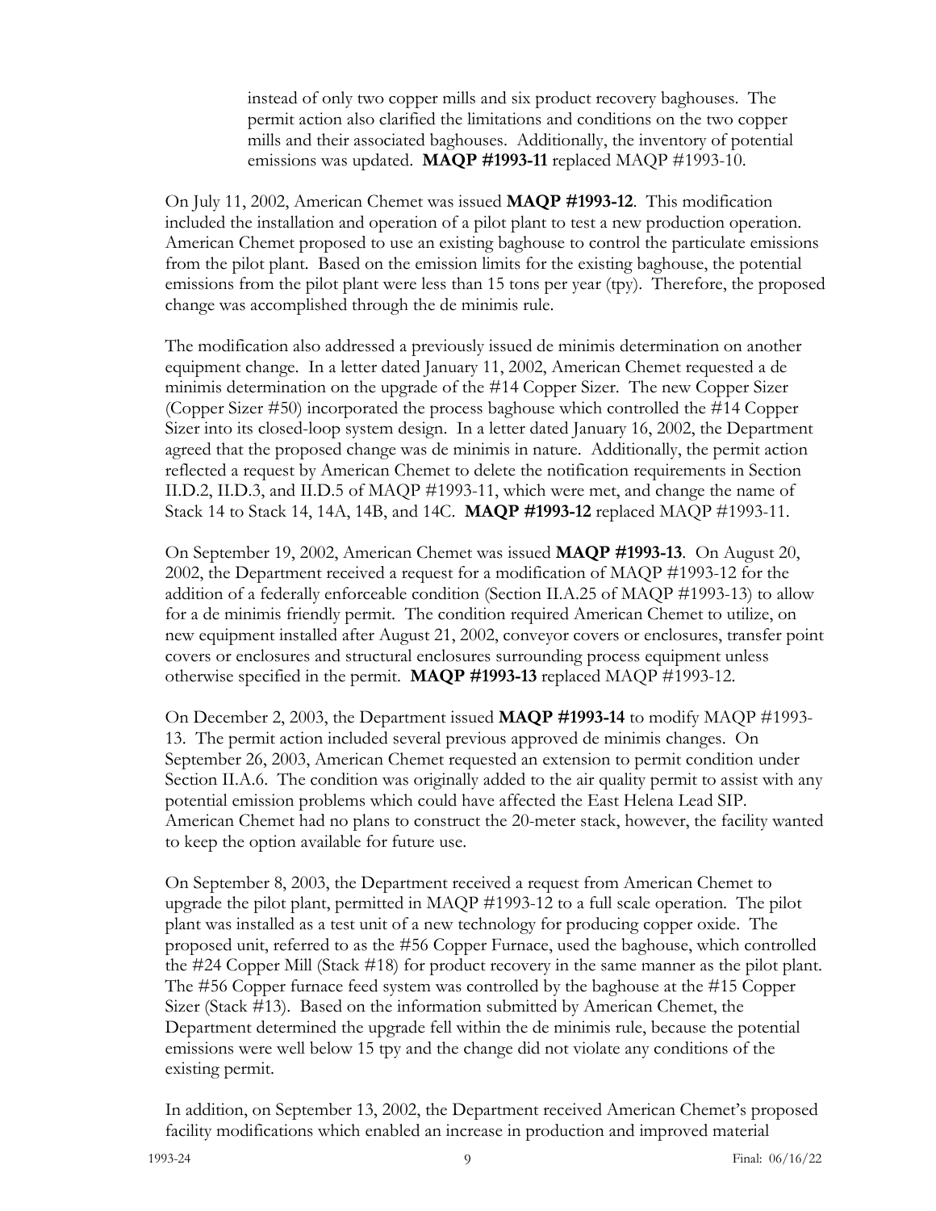instead of only two copper mills and six product recovery baghouses. The permit action also clarified the limitations and conditions on the two copper mills and their associated baghouses. Additionally, the inventory of potential emissions was updated. **MAQP #1993-11** replaced MAQP #1993-10.

On July 11, 2002, American Chemet was issued **MAQP #1993-12**. This modification included the installation and operation of a pilot plant to test a new production operation. American Chemet proposed to use an existing baghouse to control the particulate emissions from the pilot plant. Based on the emission limits for the existing baghouse, the potential emissions from the pilot plant were less than 15 tons per year (tpy). Therefore, the proposed change was accomplished through the de minimis rule.

The modification also addressed a previously issued de minimis determination on another equipment change. In a letter dated January 11, 2002, American Chemet requested a de minimis determination on the upgrade of the #14 Copper Sizer. The new Copper Sizer (Copper Sizer #50) incorporated the process baghouse which controlled the #14 Copper Sizer into its closed-loop system design. In a letter dated January 16, 2002, the Department agreed that the proposed change was de minimis in nature. Additionally, the permit action reflected a request by American Chemet to delete the notification requirements in Section II.D.2, II.D.3, and II.D.5 of MAQP #1993-11, which were met, and change the name of Stack 14 to Stack 14, 14A, 14B, and 14C. **MAQP #1993-12** replaced MAQP #1993-11.

On September 19, 2002, American Chemet was issued **MAQP #1993-13**. On August 20, 2002, the Department received a request for a modification of MAQP #1993-12 for the addition of a federally enforceable condition (Section II.A.25 of MAQP #1993-13) to allow for a de minimis friendly permit. The condition required American Chemet to utilize, on new equipment installed after August 21, 2002, conveyor covers or enclosures, transfer point covers or enclosures and structural enclosures surrounding process equipment unless otherwise specified in the permit. **MAQP #1993-13** replaced MAQP #1993-12.

On December 2, 2003, the Department issued **MAQP #1993-14** to modify MAQP #1993-13. The permit action included several previous approved de minimis changes. On September 26, 2003, American Chemet requested an extension to permit condition under Section II.A.6. The condition was originally added to the air quality permit to assist with any potential emission problems which could have affected the East Helena Lead SIP. American Chemet had no plans to construct the 20-meter stack, however, the facility wanted to keep the option available for future use.

On September 8, 2003, the Department received a request from American Chemet to upgrade the pilot plant, permitted in MAQP #1993-12 to a full scale operation. The pilot plant was installed as a test unit of a new technology for producing copper oxide. The proposed unit, referred to as the #56 Copper Furnace, used the baghouse, which controlled the #24 Copper Mill (Stack #18) for product recovery in the same manner as the pilot plant. The #56 Copper furnace feed system was controlled by the baghouse at the #15 Copper Sizer (Stack #13). Based on the information submitted by American Chemet, the Department determined the upgrade fell within the de minimis rule, because the potential emissions were well below 15 tpy and the change did not violate any conditions of the existing permit.

In addition, on September 13, 2002, the Department received American Chemet's proposed facility modifications which enabled an increase in production and improved material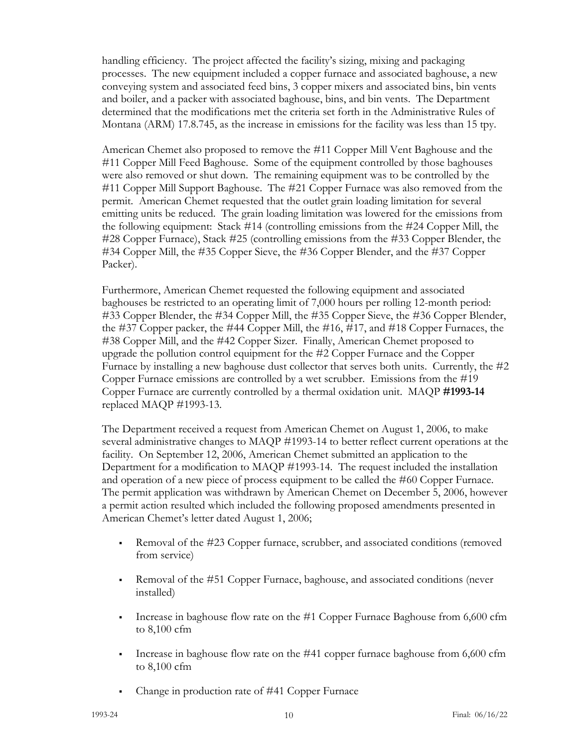handling efficiency. The project affected the facility's sizing, mixing and packaging processes. The new equipment included a copper furnace and associated baghouse, a new conveying system and associated feed bins, 3 copper mixers and associated bins, bin vents and boiler, and a packer with associated baghouse, bins, and bin vents. The Department determined that the modifications met the criteria set forth in the Administrative Rules of Montana (ARM) 17.8.745, as the increase in emissions for the facility was less than 15 tpy.

American Chemet also proposed to remove the #11 Copper Mill Vent Baghouse and the #11 Copper Mill Feed Baghouse. Some of the equipment controlled by those baghouses were also removed or shut down. The remaining equipment was to be controlled by the #11 Copper Mill Support Baghouse. The #21 Copper Furnace was also removed from the permit. American Chemet requested that the outlet grain loading limitation for several emitting units be reduced. The grain loading limitation was lowered for the emissions from the following equipment: Stack #14 (controlling emissions from the #24 Copper Mill, the #28 Copper Furnace), Stack #25 (controlling emissions from the #33 Copper Blender, the #34 Copper Mill, the #35 Copper Sieve, the #36 Copper Blender, and the #37 Copper Packer).

Furthermore, American Chemet requested the following equipment and associated baghouses be restricted to an operating limit of 7,000 hours per rolling 12-month period: #33 Copper Blender, the #34 Copper Mill, the #35 Copper Sieve, the #36 Copper Blender, the #37 Copper packer, the #44 Copper Mill, the #16, #17, and #18 Copper Furnaces, the #38 Copper Mill, and the #42 Copper Sizer. Finally, American Chemet proposed to upgrade the pollution control equipment for the #2 Copper Furnace and the Copper Furnace by installing a new baghouse dust collector that serves both units. Currently, the #2 Copper Furnace emissions are controlled by a wet scrubber. Emissions from the #19 Copper Furnace are currently controlled by a thermal oxidation unit. MAQP **#1993-14** replaced MAQP #1993-13.

The Department received a request from American Chemet on August 1, 2006, to make several administrative changes to MAQP #1993-14 to better reflect current operations at the facility. On September 12, 2006, American Chemet submitted an application to the Department for a modification to MAQP #1993-14. The request included the installation and operation of a new piece of process equipment to be called the #60 Copper Furnace. The permit application was withdrawn by American Chemet on December 5, 2006, however a permit action resulted which included the following proposed amendments presented in American Chemet's letter dated August 1, 2006;

- Removal of the #23 Copper furnace, scrubber, and associated conditions (removed from service)
- Removal of the #51 Copper Furnace, baghouse, and associated conditions (never installed)
- Increase in baghouse flow rate on the #1 Copper Furnace Baghouse from 6,600 cfm to 8,100 cfm
- Increase in baghouse flow rate on the #41 copper furnace baghouse from 6,600 cfm to 8,100 cfm
- Change in production rate of #41 Copper Furnace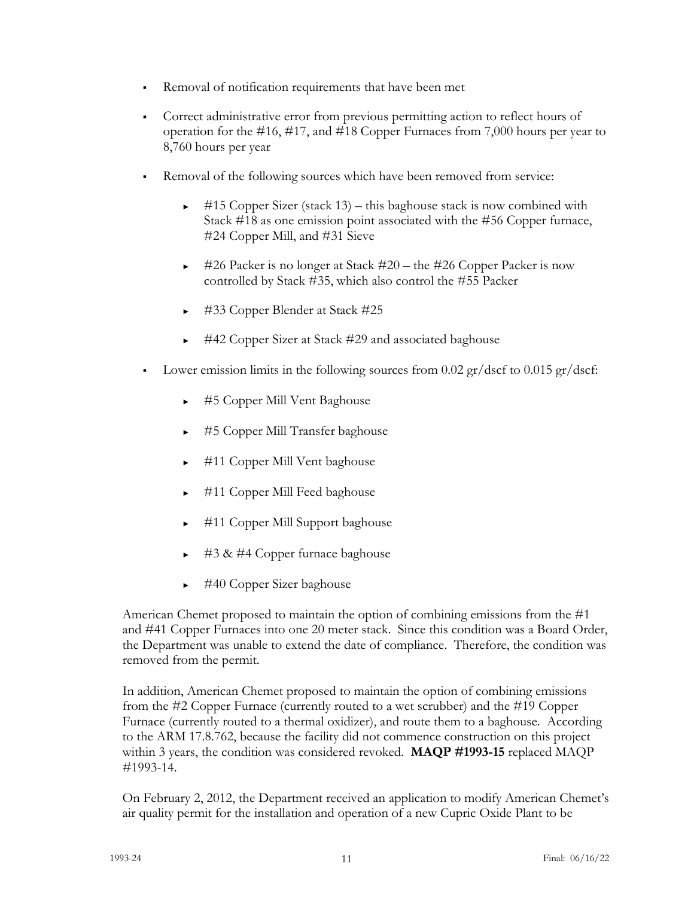- Removal of notification requirements that have been met
- Correct administrative error from previous permitting action to reflect hours of operation for the #16, #17, and #18 Copper Furnaces from 7,000 hours per year to 8,760 hours per year
- Removal of the following sources which have been removed from service:
  - #15 Copper Sizer (stack 13) – this baghouse stack is now combined with Stack #18 as one emission point associated with the #56 Copper furnace, #24 Copper Mill, and #31 Sieve
  - #26 Packer is no longer at Stack #20 – the #26 Copper Packer is now controlled by Stack #35, which also control the #55 Packer
  - #33 Copper Blender at Stack #25
  - #42 Copper Sizer at Stack #29 and associated baghouse
- Lower emission limits in the following sources from 0.02 gr/dscf to 0.015 gr/dscf:
  - #5 Copper Mill Vent Baghouse
  - #5 Copper Mill Transfer baghouse
  - #11 Copper Mill Vent baghouse
  - #11 Copper Mill Feed baghouse
  - #11 Copper Mill Support baghouse
  - #3 & #4 Copper furnace baghouse
  - #40 Copper Sizer baghouse

American Chemet proposed to maintain the option of combining emissions from the #1 and #41 Copper Furnaces into one 20 meter stack. Since this condition was a Board Order, the Department was unable to extend the date of compliance. Therefore, the condition was removed from the permit.

In addition, American Chemet proposed to maintain the option of combining emissions from the #2 Copper Furnace (currently routed to a wet scrubber) and the #19 Copper Furnace (currently routed to a thermal oxidizer), and route them to a baghouse. According to the ARM 17.8.762, because the facility did not commence construction on this project within 3 years, the condition was considered revoked. **MAQP #1993-15** replaced MAQP #1993-14.

On February 2, 2012, the Department received an application to modify American Chemet's air quality permit for the installation and operation of a new Cupric Oxide Plant to be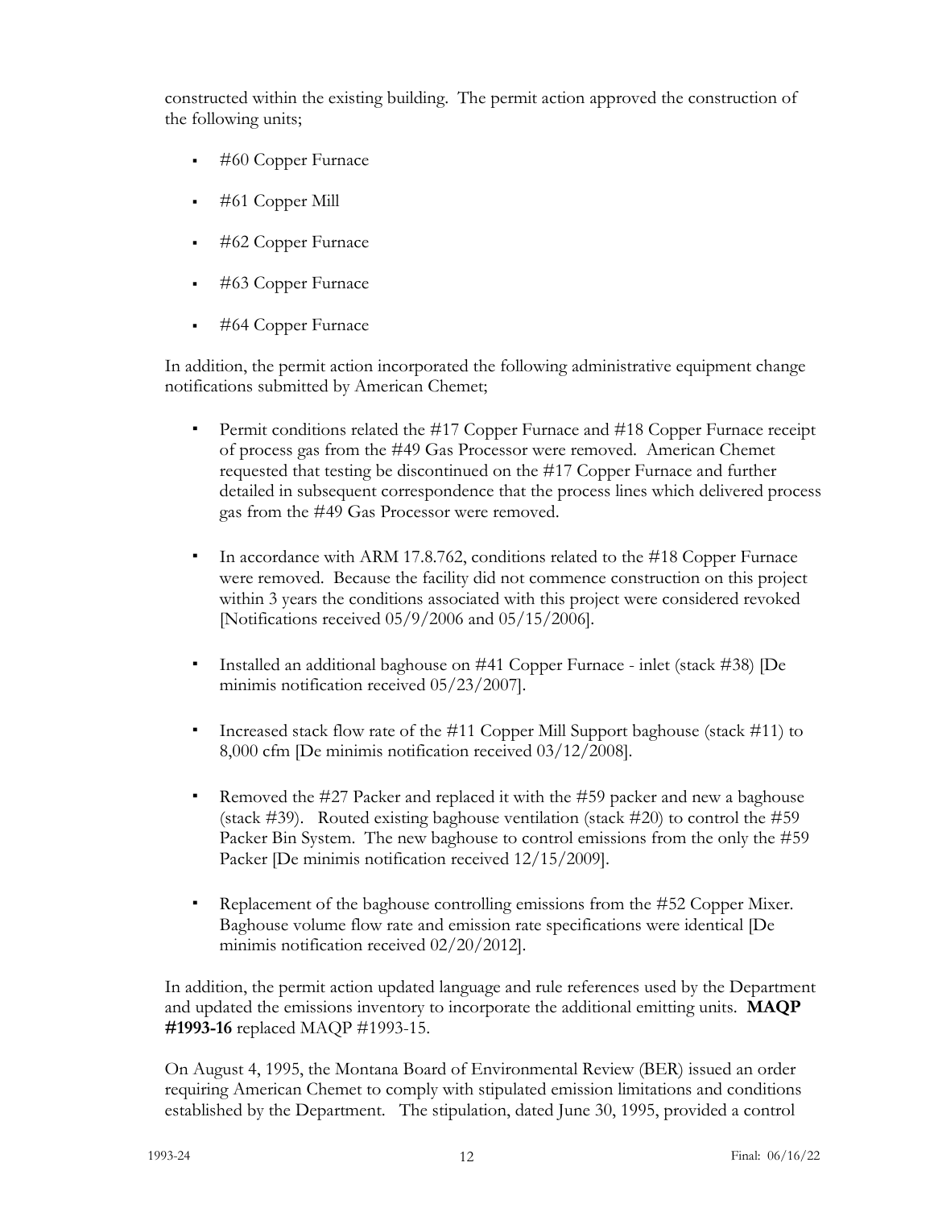constructed within the existing building. The permit action approved the construction of the following units;

- #60 Copper Furnace
- #61 Copper Mill
- #62 Copper Furnace
- #63 Copper Furnace
- #64 Copper Furnace

In addition, the permit action incorporated the following administrative equipment change notifications submitted by American Chemet;

- Permit conditions related the #17 Copper Furnace and #18 Copper Furnace receipt of process gas from the #49 Gas Processor were removed. American Chemet requested that testing be discontinued on the #17 Copper Furnace and further detailed in subsequent correspondence that the process lines which delivered process gas from the #49 Gas Processor were removed.
- In accordance with ARM 17.8.762, conditions related to the #18 Copper Furnace were removed. Because the facility did not commence construction on this project within 3 years the conditions associated with this project were considered revoked [Notifications received 05/9/2006 and 05/15/2006].
- Installed an additional baghouse on #41 Copper Furnace - inlet (stack #38) [De minimis notification received 05/23/2007].
- Increased stack flow rate of the #11 Copper Mill Support baghouse (stack #11) to 8,000 cfm [De minimis notification received 03/12/2008].
- Removed the #27 Packer and replaced it with the #59 packer and new a baghouse (stack #39). Routed existing baghouse ventilation (stack #20) to control the #59 Packer Bin System. The new baghouse to control emissions from the only the #59 Packer [De minimis notification received 12/15/2009].
- Replacement of the baghouse controlling emissions from the #52 Copper Mixer. Baghouse volume flow rate and emission rate specifications were identical [De minimis notification received 02/20/2012].

In addition, the permit action updated language and rule references used by the Department and updated the emissions inventory to incorporate the additional emitting units. **MAQP #1993-16** replaced MAQP #1993-15.

On August 4, 1995, the Montana Board of Environmental Review (BER) issued an order requiring American Chemet to comply with stipulated emission limitations and conditions established by the Department. The stipulation, dated June 30, 1995, provided a control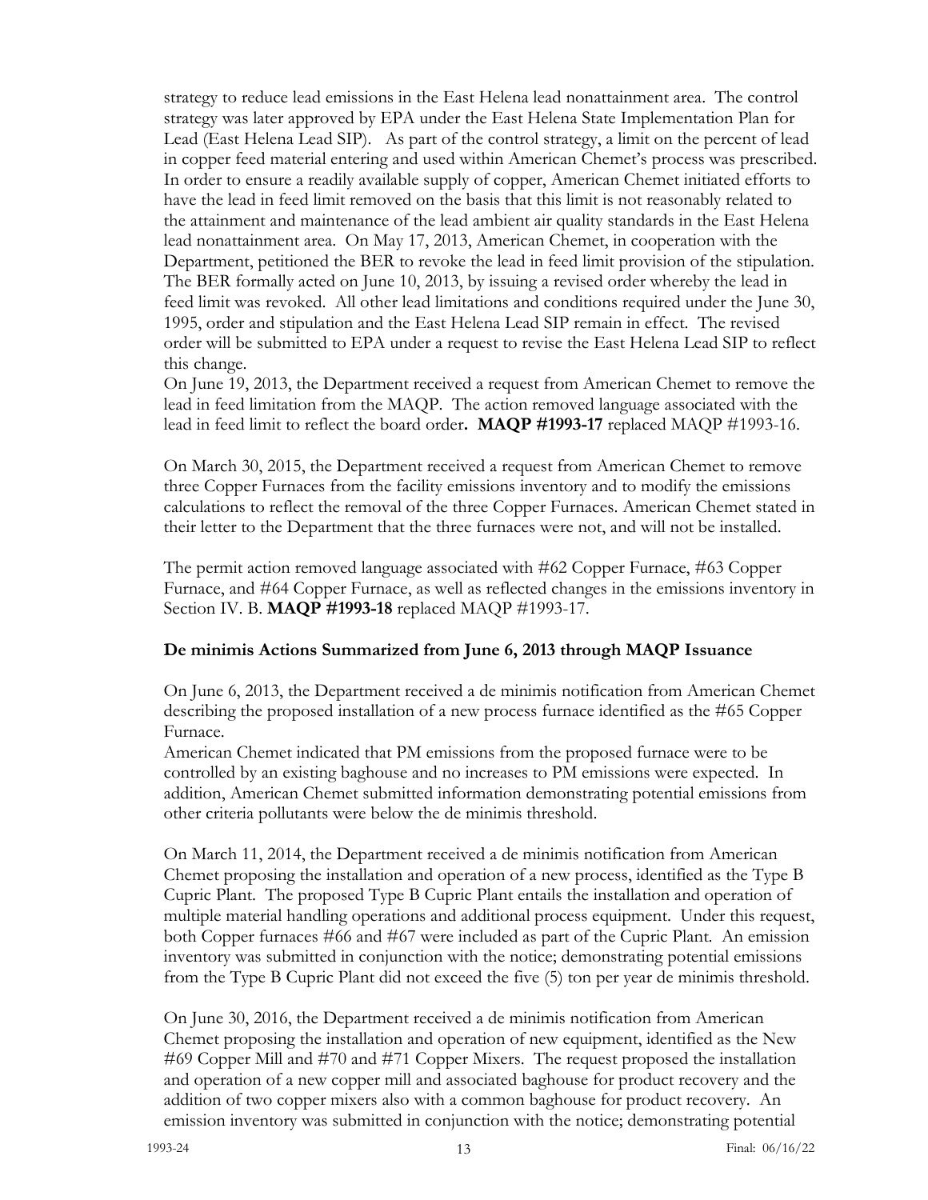strategy to reduce lead emissions in the East Helena lead nonattainment area. The control strategy was later approved by EPA under the East Helena State Implementation Plan for Lead (East Helena Lead SIP). As part of the control strategy, a limit on the percent of lead in copper feed material entering and used within American Chemet's process was prescribed. In order to ensure a readily available supply of copper, American Chemet initiated efforts to have the lead in feed limit removed on the basis that this limit is not reasonably related to the attainment and maintenance of the lead ambient air quality standards in the East Helena lead nonattainment area. On May 17, 2013, American Chemet, in cooperation with the Department, petitioned the BER to revoke the lead in feed limit provision of the stipulation. The BER formally acted on June 10, 2013, by issuing a revised order whereby the lead in feed limit was revoked. All other lead limitations and conditions required under the June 30, 1995, order and stipulation and the East Helena Lead SIP remain in effect. The revised order will be submitted to EPA under a request to revise the East Helena Lead SIP to reflect this change.

On June 19, 2013, the Department received a request from American Chemet to remove the lead in feed limitation from the MAQP. The action removed language associated with the lead in feed limit to reflect the board order**. MAQP #1993-17** replaced MAQP #1993-16.

On March 30, 2015, the Department received a request from American Chemet to remove three Copper Furnaces from the facility emissions inventory and to modify the emissions calculations to reflect the removal of the three Copper Furnaces. American Chemet stated in their letter to the Department that the three furnaces were not, and will not be installed.

The permit action removed language associated with #62 Copper Furnace, #63 Copper Furnace, and #64 Copper Furnace, as well as reflected changes in the emissions inventory in Section IV. B. **MAQP #1993-18** replaced MAQP #1993-17.

**De minimis Actions Summarized from June 6, 2013 through MAQP Issuance**

On June 6, 2013, the Department received a de minimis notification from American Chemet describing the proposed installation of a new process furnace identified as the #65 Copper Furnace.

American Chemet indicated that PM emissions from the proposed furnace were to be controlled by an existing baghouse and no increases to PM emissions were expected. In addition, American Chemet submitted information demonstrating potential emissions from other criteria pollutants were below the de minimis threshold.

On March 11, 2014, the Department received a de minimis notification from American Chemet proposing the installation and operation of a new process, identified as the Type B Cupric Plant. The proposed Type B Cupric Plant entails the installation and operation of multiple material handling operations and additional process equipment. Under this request, both Copper furnaces #66 and #67 were included as part of the Cupric Plant. An emission inventory was submitted in conjunction with the notice; demonstrating potential emissions from the Type B Cupric Plant did not exceed the five (5) ton per year de minimis threshold.

On June 30, 2016, the Department received a de minimis notification from American Chemet proposing the installation and operation of new equipment, identified as the New #69 Copper Mill and #70 and #71 Copper Mixers. The request proposed the installation and operation of a new copper mill and associated baghouse for product recovery and the addition of two copper mixers also with a common baghouse for product recovery. An emission inventory was submitted in conjunction with the notice; demonstrating potential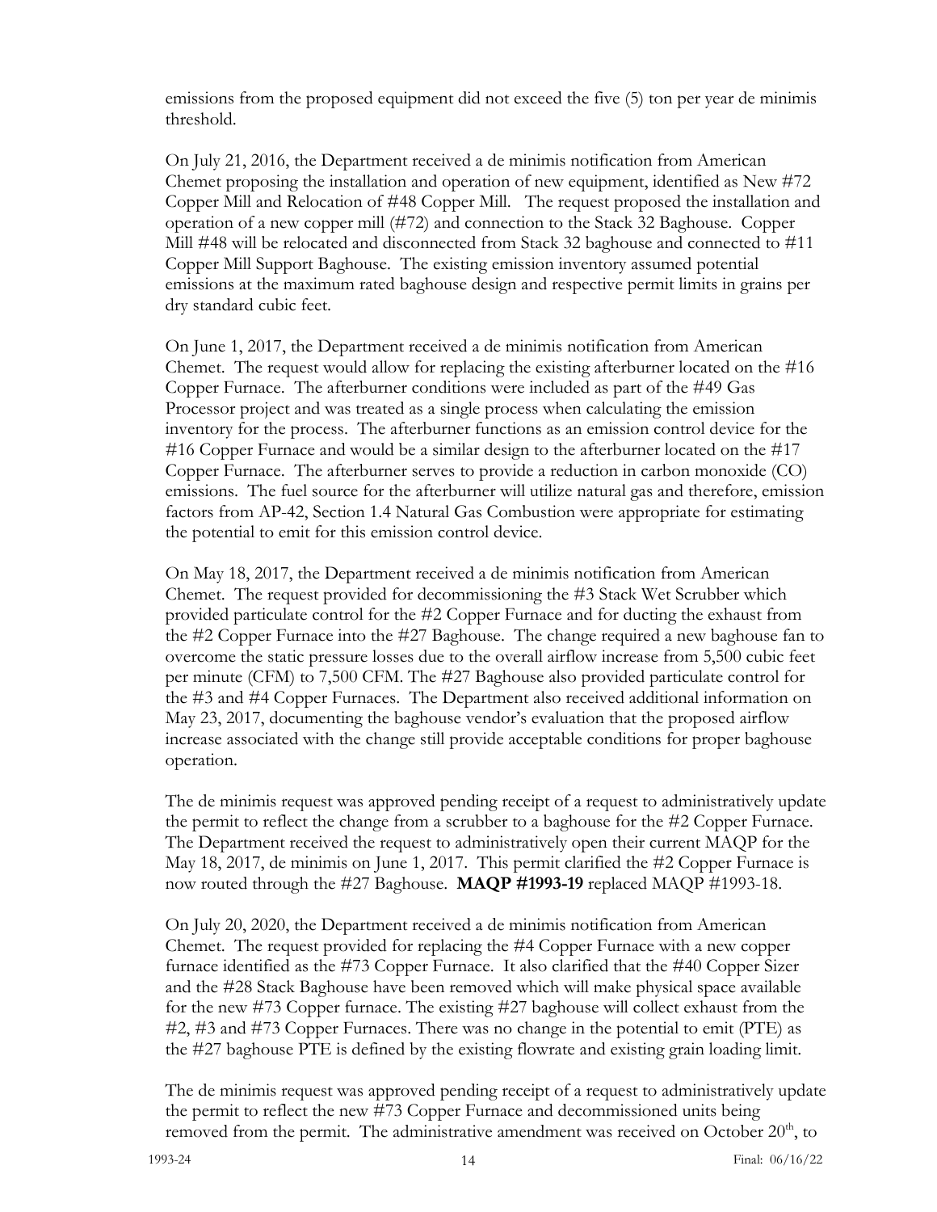emissions from the proposed equipment did not exceed the five (5) ton per year de minimis threshold.

On July 21, 2016, the Department received a de minimis notification from American Chemet proposing the installation and operation of new equipment, identified as New #72 Copper Mill and Relocation of #48 Copper Mill. The request proposed the installation and operation of a new copper mill (#72) and connection to the Stack 32 Baghouse. Copper Mill #48 will be relocated and disconnected from Stack 32 baghouse and connected to #11 Copper Mill Support Baghouse. The existing emission inventory assumed potential emissions at the maximum rated baghouse design and respective permit limits in grains per dry standard cubic feet.

On June 1, 2017, the Department received a de minimis notification from American Chemet. The request would allow for replacing the existing afterburner located on the #16 Copper Furnace. The afterburner conditions were included as part of the #49 Gas Processor project and was treated as a single process when calculating the emission inventory for the process. The afterburner functions as an emission control device for the #16 Copper Furnace and would be a similar design to the afterburner located on the #17 Copper Furnace. The afterburner serves to provide a reduction in carbon monoxide (CO) emissions. The fuel source for the afterburner will utilize natural gas and therefore, emission factors from AP-42, Section 1.4 Natural Gas Combustion were appropriate for estimating the potential to emit for this emission control device.

On May 18, 2017, the Department received a de minimis notification from American Chemet. The request provided for decommissioning the #3 Stack Wet Scrubber which provided particulate control for the #2 Copper Furnace and for ducting the exhaust from the #2 Copper Furnace into the #27 Baghouse. The change required a new baghouse fan to overcome the static pressure losses due to the overall airflow increase from 5,500 cubic feet per minute (CFM) to 7,500 CFM. The #27 Baghouse also provided particulate control for the #3 and #4 Copper Furnaces. The Department also received additional information on May 23, 2017, documenting the baghouse vendor's evaluation that the proposed airflow increase associated with the change still provide acceptable conditions for proper baghouse operation.

The de minimis request was approved pending receipt of a request to administratively update the permit to reflect the change from a scrubber to a baghouse for the #2 Copper Furnace. The Department received the request to administratively open their current MAQP for the May 18, 2017, de minimis on June 1, 2017. This permit clarified the #2 Copper Furnace is now routed through the #27 Baghouse. **MAQP #1993-19** replaced MAQP #1993-18.

On July 20, 2020, the Department received a de minimis notification from American Chemet. The request provided for replacing the #4 Copper Furnace with a new copper furnace identified as the #73 Copper Furnace. It also clarified that the #40 Copper Sizer and the #28 Stack Baghouse have been removed which will make physical space available for the new #73 Copper furnace. The existing #27 baghouse will collect exhaust from the #2, #3 and #73 Copper Furnaces. There was no change in the potential to emit (PTE) as the #27 baghouse PTE is defined by the existing flowrate and existing grain loading limit.

The de minimis request was approved pending receipt of a request to administratively update the permit to reflect the new #73 Copper Furnace and decommissioned units being removed from the permit. The administrative amendment was received on October 20th, to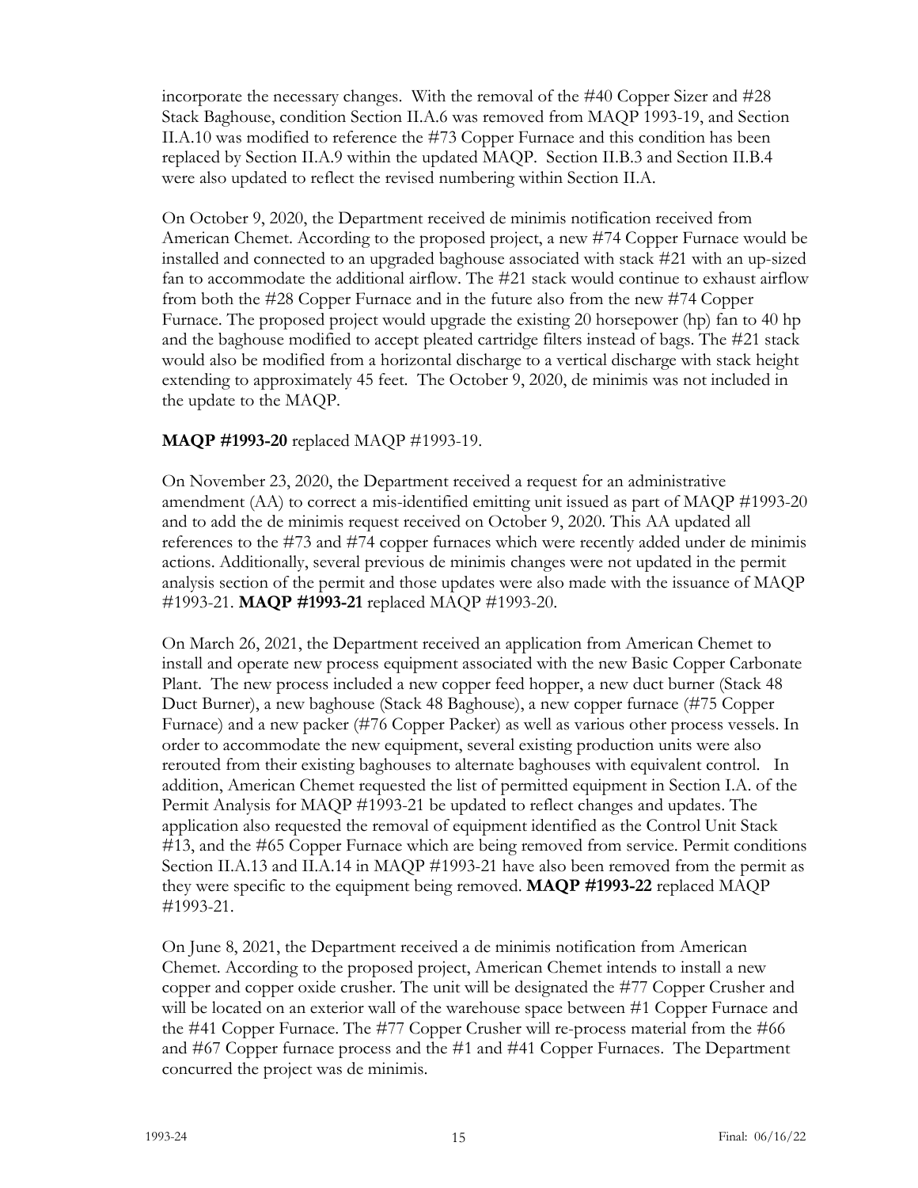incorporate the necessary changes. With the removal of the #40 Copper Sizer and #28 Stack Baghouse, condition Section II.A.6 was removed from MAQP 1993-19, and Section II.A.10 was modified to reference the #73 Copper Furnace and this condition has been replaced by Section II.A.9 within the updated MAQP. Section II.B.3 and Section II.B.4 were also updated to reflect the revised numbering within Section II.A.

On October 9, 2020, the Department received de minimis notification received from American Chemet. According to the proposed project, a new #74 Copper Furnace would be installed and connected to an upgraded baghouse associated with stack #21 with an up-sized fan to accommodate the additional airflow. The #21 stack would continue to exhaust airflow from both the #28 Copper Furnace and in the future also from the new #74 Copper Furnace. The proposed project would upgrade the existing 20 horsepower (hp) fan to 40 hp and the baghouse modified to accept pleated cartridge filters instead of bags. The #21 stack would also be modified from a horizontal discharge to a vertical discharge with stack height extending to approximately 45 feet. The October 9, 2020, de minimis was not included in the update to the MAQP.

**MAQP #1993-20** replaced MAQP #1993-19.

On November 23, 2020, the Department received a request for an administrative amendment (AA) to correct a mis-identified emitting unit issued as part of MAQP #1993-20 and to add the de minimis request received on October 9, 2020. This AA updated all references to the #73 and #74 copper furnaces which were recently added under de minimis actions. Additionally, several previous de minimis changes were not updated in the permit analysis section of the permit and those updates were also made with the issuance of MAQP #1993-21. **MAQP #1993-21** replaced MAQP #1993-20.

On March 26, 2021, the Department received an application from American Chemet to install and operate new process equipment associated with the new Basic Copper Carbonate Plant. The new process included a new copper feed hopper, a new duct burner (Stack 48 Duct Burner), a new baghouse (Stack 48 Baghouse), a new copper furnace (#75 Copper Furnace) and a new packer (#76 Copper Packer) as well as various other process vessels. In order to accommodate the new equipment, several existing production units were also rerouted from their existing baghouses to alternate baghouses with equivalent control. In addition, American Chemet requested the list of permitted equipment in Section I.A. of the Permit Analysis for MAQP #1993-21 be updated to reflect changes and updates. The application also requested the removal of equipment identified as the Control Unit Stack #13, and the #65 Copper Furnace which are being removed from service. Permit conditions Section II.A.13 and II.A.14 in MAQP #1993-21 have also been removed from the permit as they were specific to the equipment being removed. **MAQP #1993-22** replaced MAQP #1993-21.

On June 8, 2021, the Department received a de minimis notification from American Chemet. According to the proposed project, American Chemet intends to install a new copper and copper oxide crusher. The unit will be designated the #77 Copper Crusher and will be located on an exterior wall of the warehouse space between #1 Copper Furnace and the #41 Copper Furnace. The #77 Copper Crusher will re-process material from the #66 and #67 Copper furnace process and the #1 and #41 Copper Furnaces. The Department concurred the project was de minimis.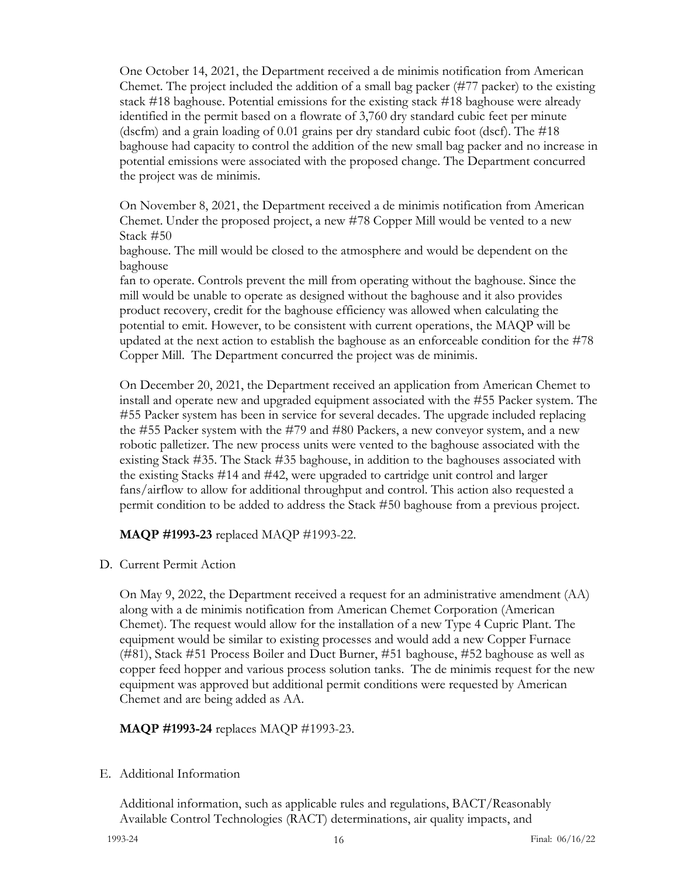One October 14, 2021, the Department received a de minimis notification from American Chemet. The project included the addition of a small bag packer (#77 packer) to the existing stack #18 baghouse. Potential emissions for the existing stack #18 baghouse were already identified in the permit based on a flowrate of 3,760 dry standard cubic feet per minute (dscfm) and a grain loading of 0.01 grains per dry standard cubic foot (dscf). The #18 baghouse had capacity to control the addition of the new small bag packer and no increase in potential emissions were associated with the proposed change. The Department concurred the project was de minimis.

On November 8, 2021, the Department received a de minimis notification from American Chemet. Under the proposed project, a new #78 Copper Mill would be vented to a new Stack #50
baghouse. The mill would be closed to the atmosphere and would be dependent on the baghouse
fan to operate. Controls prevent the mill from operating without the baghouse. Since the mill would be unable to operate as designed without the baghouse and it also provides product recovery, credit for the baghouse efficiency was allowed when calculating the potential to emit. However, to be consistent with current operations, the MAQP will be updated at the next action to establish the baghouse as an enforceable condition for the #78 Copper Mill. The Department concurred the project was de minimis.

On December 20, 2021, the Department received an application from American Chemet to install and operate new and upgraded equipment associated with the #55 Packer system. The #55 Packer system has been in service for several decades. The upgrade included replacing the #55 Packer system with the #79 and #80 Packers, a new conveyor system, and a new robotic palletizer. The new process units were vented to the baghouse associated with the existing Stack #35. The Stack #35 baghouse, in addition to the baghouses associated with the existing Stacks #14 and #42, were upgraded to cartridge unit control and larger fans/airflow to allow for additional throughput and control. This action also requested a permit condition to be added to address the Stack #50 baghouse from a previous project.

**MAQP #1993-23** replaced MAQP #1993-22.

D. Current Permit Action

On May 9, 2022, the Department received a request for an administrative amendment (AA) along with a de minimis notification from American Chemet Corporation (American Chemet). The request would allow for the installation of a new Type 4 Cupric Plant. The equipment would be similar to existing processes and would add a new Copper Furnace (#81), Stack #51 Process Boiler and Duct Burner, #51 baghouse, #52 baghouse as well as copper feed hopper and various process solution tanks. The de minimis request for the new equipment was approved but additional permit conditions were requested by American Chemet and are being added as AA.

**MAQP #1993-24** replaces MAQP #1993-23.

E. Additional Information

Additional information, such as applicable rules and regulations, BACT/Reasonably Available Control Technologies (RACT) determinations, air quality impacts, and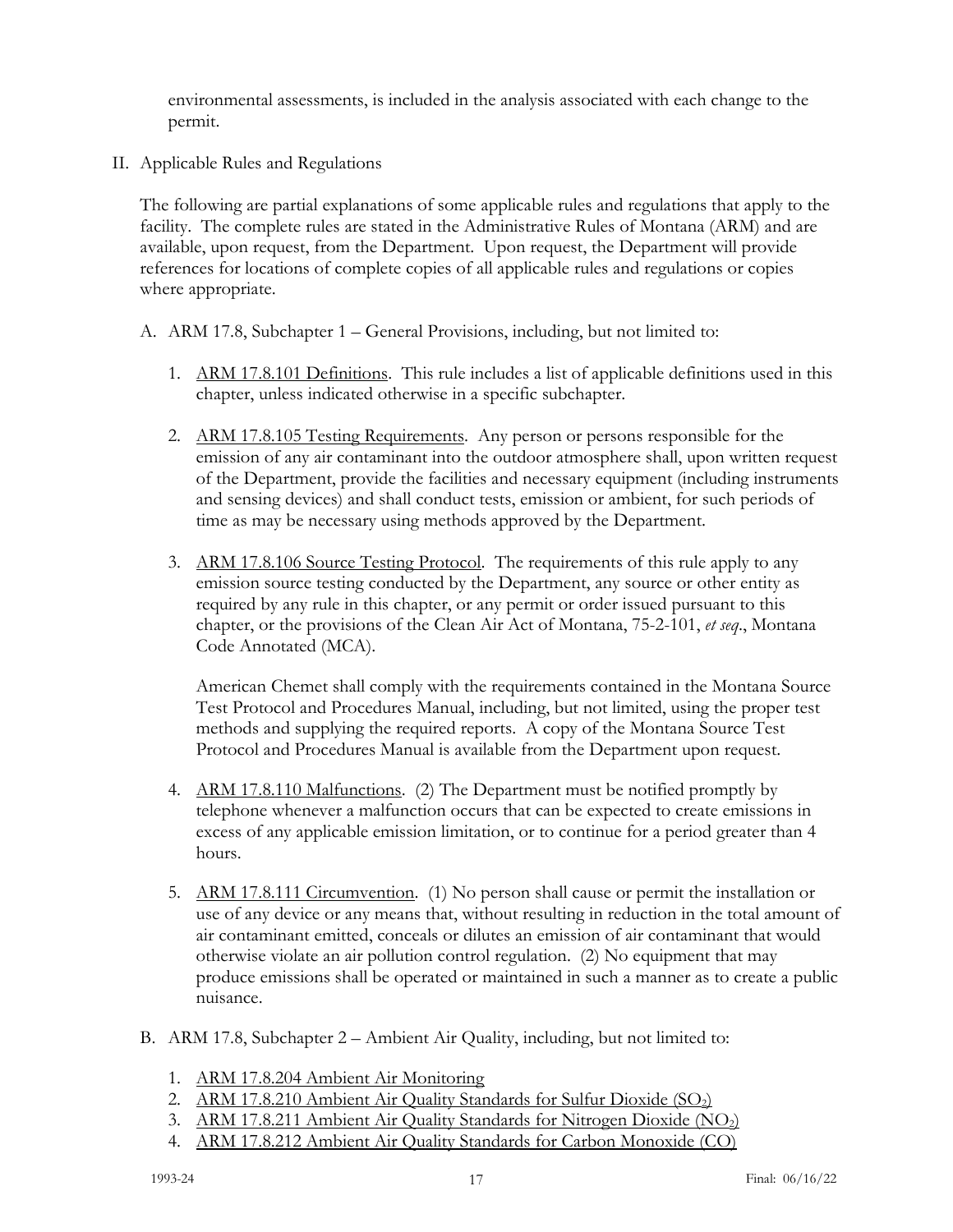environmental assessments, is included in the analysis associated with each change to the permit.

## II. Applicable Rules and Regulations

The following are partial explanations of some applicable rules and regulations that apply to the facility. The complete rules are stated in the Administrative Rules of Montana (ARM) and are available, upon request, from the Department. Upon request, the Department will provide references for locations of complete copies of all applicable rules and regulations or copies where appropriate.

A. ARM 17.8, Subchapter 1 – General Provisions, including, but not limited to:

1. ARM 17.8.101 Definitions. This rule includes a list of applicable definitions used in this chapter, unless indicated otherwise in a specific subchapter.

2. ARM 17.8.105 Testing Requirements. Any person or persons responsible for the emission of any air contaminant into the outdoor atmosphere shall, upon written request of the Department, provide the facilities and necessary equipment (including instruments and sensing devices) and shall conduct tests, emission or ambient, for such periods of time as may be necessary using methods approved by the Department.

3. ARM 17.8.106 Source Testing Protocol. The requirements of this rule apply to any emission source testing conducted by the Department, any source or other entity as required by any rule in this chapter, or any permit or order issued pursuant to this chapter, or the provisions of the Clean Air Act of Montana, 75-2-101, *et seq*., Montana Code Annotated (MCA).

   American Chemet shall comply with the requirements contained in the Montana Source Test Protocol and Procedures Manual, including, but not limited, using the proper test methods and supplying the required reports. A copy of the Montana Source Test Protocol and Procedures Manual is available from the Department upon request.

4. ARM 17.8.110 Malfunctions. (2) The Department must be notified promptly by telephone whenever a malfunction occurs that can be expected to create emissions in excess of any applicable emission limitation, or to continue for a period greater than 4 hours.

5. ARM 17.8.111 Circumvention. (1) No person shall cause or permit the installation or use of any device or any means that, without resulting in reduction in the total amount of air contaminant emitted, conceals or dilutes an emission of air contaminant that would otherwise violate an air pollution control regulation. (2) No equipment that may produce emissions shall be operated or maintained in such a manner as to create a public nuisance.

B. ARM 17.8, Subchapter 2 – Ambient Air Quality, including, but not limited to:

1. ARM 17.8.204 Ambient Air Monitoring
2. ARM 17.8.210 Ambient Air Quality Standards for Sulfur Dioxide ($SO_2$)
3. ARM 17.8.211 Ambient Air Quality Standards for Nitrogen Dioxide ($NO_2$)
4. ARM 17.8.212 Ambient Air Quality Standards for Carbon Monoxide (CO)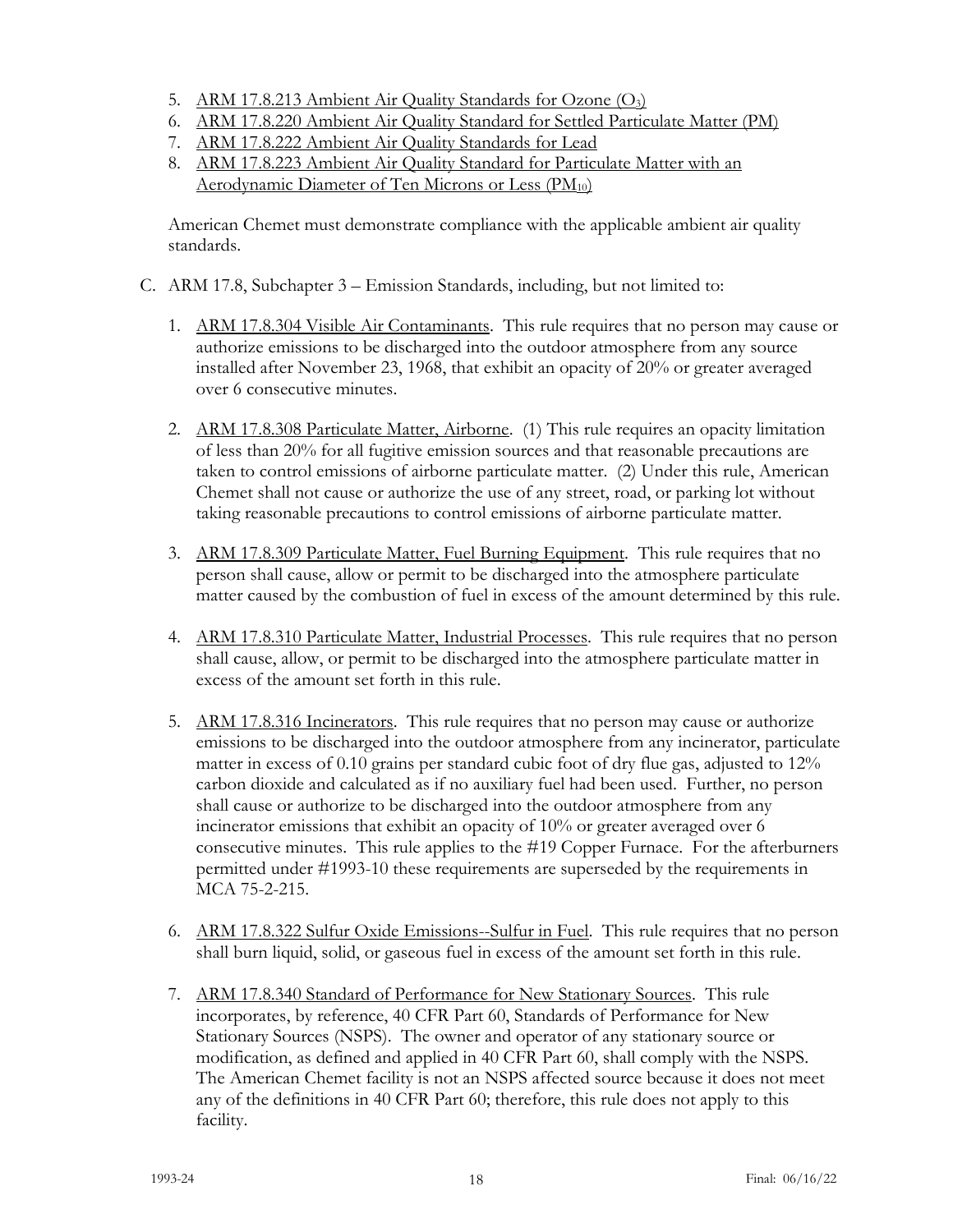5. ARM 17.8.213 Ambient Air Quality Standards for Ozone ($O_3$)
6. ARM 17.8.220 Ambient Air Quality Standard for Settled Particulate Matter (PM)
7. ARM 17.8.222 Ambient Air Quality Standards for Lead
8. ARM 17.8.223 Ambient Air Quality Standard for Particulate Matter with an Aerodynamic Diameter of Ten Microns or Less ($PM_{10}$)

American Chemet must demonstrate compliance with the applicable ambient air quality standards.

C. ARM 17.8, Subchapter 3 – Emission Standards, including, but not limited to:

1. ARM 17.8.304 Visible Air Contaminants. This rule requires that no person may cause or authorize emissions to be discharged into the outdoor atmosphere from any source installed after November 23, 1968, that exhibit an opacity of 20% or greater averaged over 6 consecutive minutes.

2. ARM 17.8.308 Particulate Matter, Airborne. (1) This rule requires an opacity limitation of less than 20% for all fugitive emission sources and that reasonable precautions are taken to control emissions of airborne particulate matter. (2) Under this rule, American Chemet shall not cause or authorize the use of any street, road, or parking lot without taking reasonable precautions to control emissions of airborne particulate matter.

3. ARM 17.8.309 Particulate Matter, Fuel Burning Equipment. This rule requires that no person shall cause, allow or permit to be discharged into the atmosphere particulate matter caused by the combustion of fuel in excess of the amount determined by this rule.

4. ARM 17.8.310 Particulate Matter, Industrial Processes. This rule requires that no person shall cause, allow, or permit to be discharged into the atmosphere particulate matter in excess of the amount set forth in this rule.

5. ARM 17.8.316 Incinerators. This rule requires that no person may cause or authorize emissions to be discharged into the outdoor atmosphere from any incinerator, particulate matter in excess of 0.10 grains per standard cubic foot of dry flue gas, adjusted to 12% carbon dioxide and calculated as if no auxiliary fuel had been used. Further, no person shall cause or authorize to be discharged into the outdoor atmosphere from any incinerator emissions that exhibit an opacity of 10% or greater averaged over 6 consecutive minutes. This rule applies to the #19 Copper Furnace. For the afterburners permitted under #1993-10 these requirements are superseded by the requirements in MCA 75-2-215.

6. ARM 17.8.322 Sulfur Oxide Emissions--Sulfur in Fuel. This rule requires that no person shall burn liquid, solid, or gaseous fuel in excess of the amount set forth in this rule.

7. ARM 17.8.340 Standard of Performance for New Stationary Sources. This rule incorporates, by reference, 40 CFR Part 60, Standards of Performance for New Stationary Sources (NSPS). The owner and operator of any stationary source or modification, as defined and applied in 40 CFR Part 60, shall comply with the NSPS. The American Chemet facility is not an NSPS affected source because it does not meet any of the definitions in 40 CFR Part 60; therefore, this rule does not apply to this facility.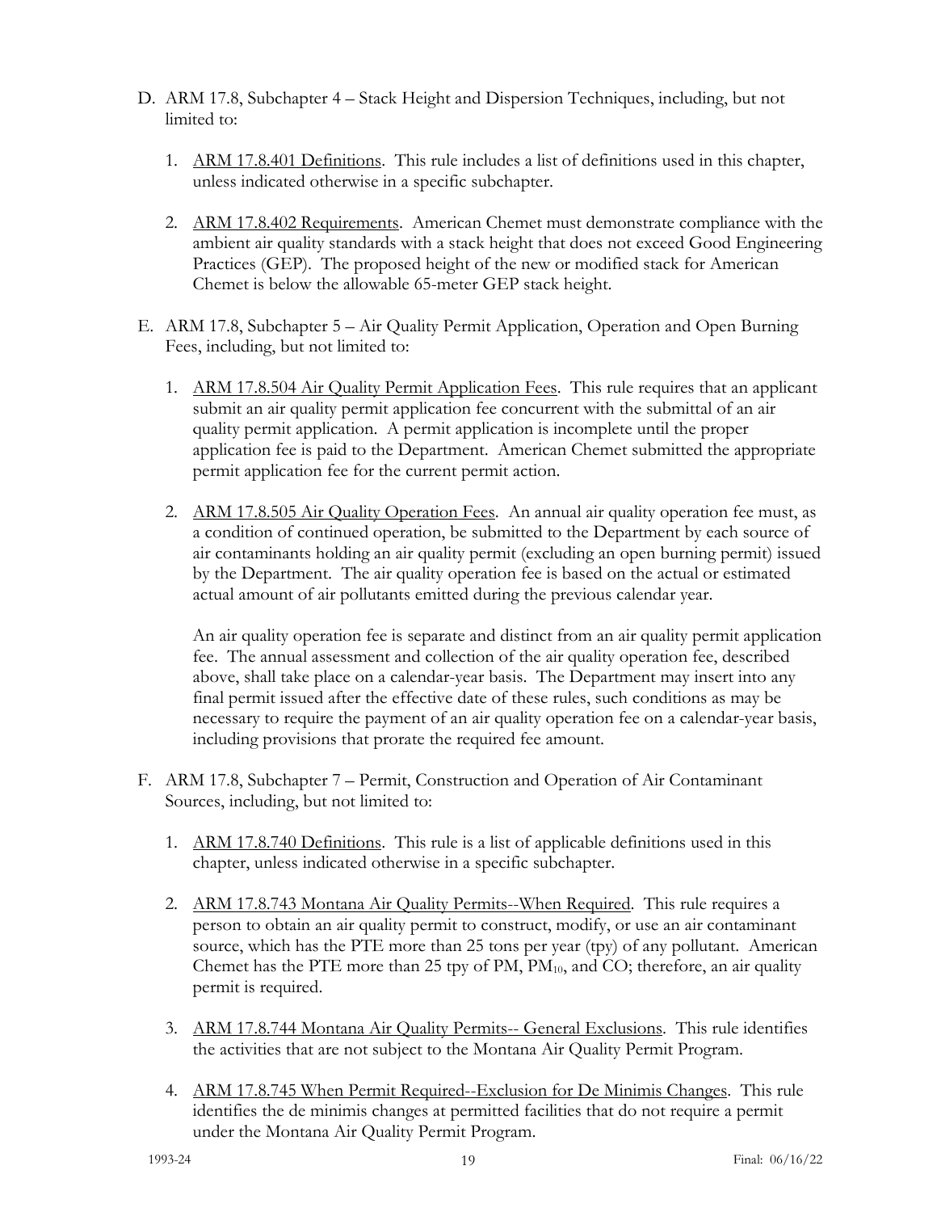D. ARM 17.8, Subchapter 4 – Stack Height and Dispersion Techniques, including, but not limited to:

   1. ARM 17.8.401 Definitions. This rule includes a list of definitions used in this chapter, unless indicated otherwise in a specific subchapter.

   2. ARM 17.8.402 Requirements. American Chemet must demonstrate compliance with the ambient air quality standards with a stack height that does not exceed Good Engineering Practices (GEP). The proposed height of the new or modified stack for American Chemet is below the allowable 65-meter GEP stack height.

E. ARM 17.8, Subchapter 5 – Air Quality Permit Application, Operation and Open Burning Fees, including, but not limited to:

   1. ARM 17.8.504 Air Quality Permit Application Fees. This rule requires that an applicant submit an air quality permit application fee concurrent with the submittal of an air quality permit application. A permit application is incomplete until the proper application fee is paid to the Department. American Chemet submitted the appropriate permit application fee for the current permit action.

   2. ARM 17.8.505 Air Quality Operation Fees. An annual air quality operation fee must, as a condition of continued operation, be submitted to the Department by each source of air contaminants holding an air quality permit (excluding an open burning permit) issued by the Department. The air quality operation fee is based on the actual or estimated actual amount of air pollutants emitted during the previous calendar year.

      An air quality operation fee is separate and distinct from an air quality permit application fee. The annual assessment and collection of the air quality operation fee, described above, shall take place on a calendar-year basis. The Department may insert into any final permit issued after the effective date of these rules, such conditions as may be necessary to require the payment of an air quality operation fee on a calendar-year basis, including provisions that prorate the required fee amount.

F. ARM 17.8, Subchapter 7 – Permit, Construction and Operation of Air Contaminant Sources, including, but not limited to:

   1. ARM 17.8.740 Definitions. This rule is a list of applicable definitions used in this chapter, unless indicated otherwise in a specific subchapter.

   2. ARM 17.8.743 Montana Air Quality Permits--When Required. This rule requires a person to obtain an air quality permit to construct, modify, or use an air contaminant source, which has the PTE more than 25 tons per year (tpy) of any pollutant. American Chemet has the PTE more than 25 tpy of PM, $PM_{10}$, and CO; therefore, an air quality permit is required.

   3. ARM 17.8.744 Montana Air Quality Permits-- General Exclusions. This rule identifies the activities that are not subject to the Montana Air Quality Permit Program.

   4. ARM 17.8.745 When Permit Required--Exclusion for De Minimis Changes. This rule identifies the de minimis changes at permitted facilities that do not require a permit under the Montana Air Quality Permit Program.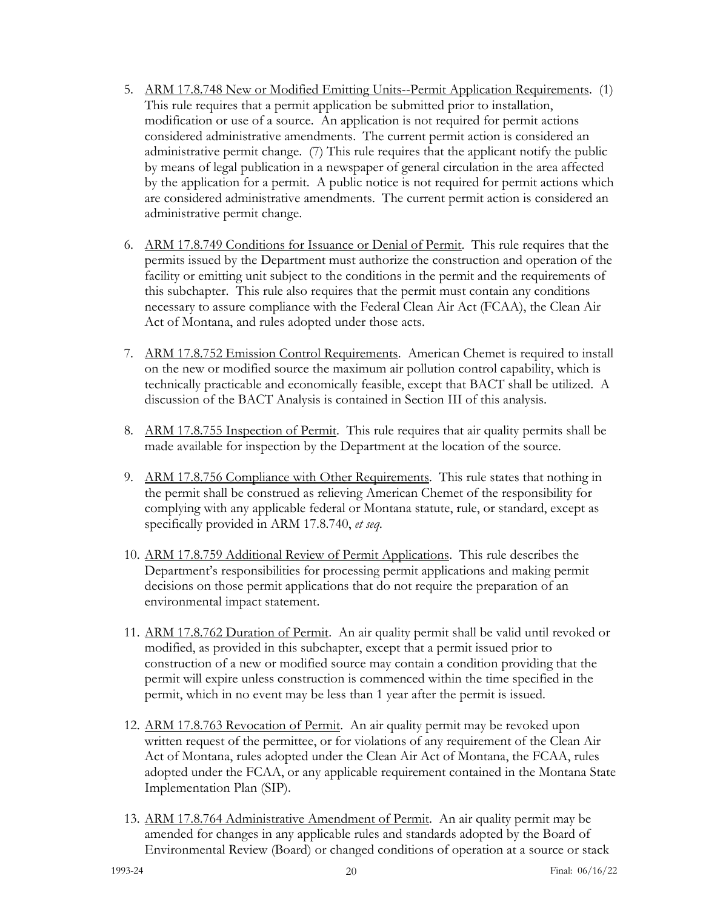5. ARM 17.8.748 New or Modified Emitting Units--Permit Application Requirements. (1) This rule requires that a permit application be submitted prior to installation, modification or use of a source. An application is not required for permit actions considered administrative amendments. The current permit action is considered an administrative permit change. (7) This rule requires that the applicant notify the public by means of legal publication in a newspaper of general circulation in the area affected by the application for a permit. A public notice is not required for permit actions which are considered administrative amendments. The current permit action is considered an administrative permit change.

6. ARM 17.8.749 Conditions for Issuance or Denial of Permit. This rule requires that the permits issued by the Department must authorize the construction and operation of the facility or emitting unit subject to the conditions in the permit and the requirements of this subchapter. This rule also requires that the permit must contain any conditions necessary to assure compliance with the Federal Clean Air Act (FCAA), the Clean Air Act of Montana, and rules adopted under those acts.

7. ARM 17.8.752 Emission Control Requirements. American Chemet is required to install on the new or modified source the maximum air pollution control capability, which is technically practicable and economically feasible, except that BACT shall be utilized. A discussion of the BACT Analysis is contained in Section III of this analysis.

8. ARM 17.8.755 Inspection of Permit. This rule requires that air quality permits shall be made available for inspection by the Department at the location of the source.

9. ARM 17.8.756 Compliance with Other Requirements. This rule states that nothing in the permit shall be construed as relieving American Chemet of the responsibility for complying with any applicable federal or Montana statute, rule, or standard, except as specifically provided in ARM 17.8.740, *et seq.*

10. ARM 17.8.759 Additional Review of Permit Applications. This rule describes the Department's responsibilities for processing permit applications and making permit decisions on those permit applications that do not require the preparation of an environmental impact statement.

11. ARM 17.8.762 Duration of Permit. An air quality permit shall be valid until revoked or modified, as provided in this subchapter, except that a permit issued prior to construction of a new or modified source may contain a condition providing that the permit will expire unless construction is commenced within the time specified in the permit, which in no event may be less than 1 year after the permit is issued.

12. ARM 17.8.763 Revocation of Permit. An air quality permit may be revoked upon written request of the permittee, or for violations of any requirement of the Clean Air Act of Montana, rules adopted under the Clean Air Act of Montana, the FCAA, rules adopted under the FCAA, or any applicable requirement contained in the Montana State Implementation Plan (SIP).

13. ARM 17.8.764 Administrative Amendment of Permit. An air quality permit may be amended for changes in any applicable rules and standards adopted by the Board of Environmental Review (Board) or changed conditions of operation at a source or stack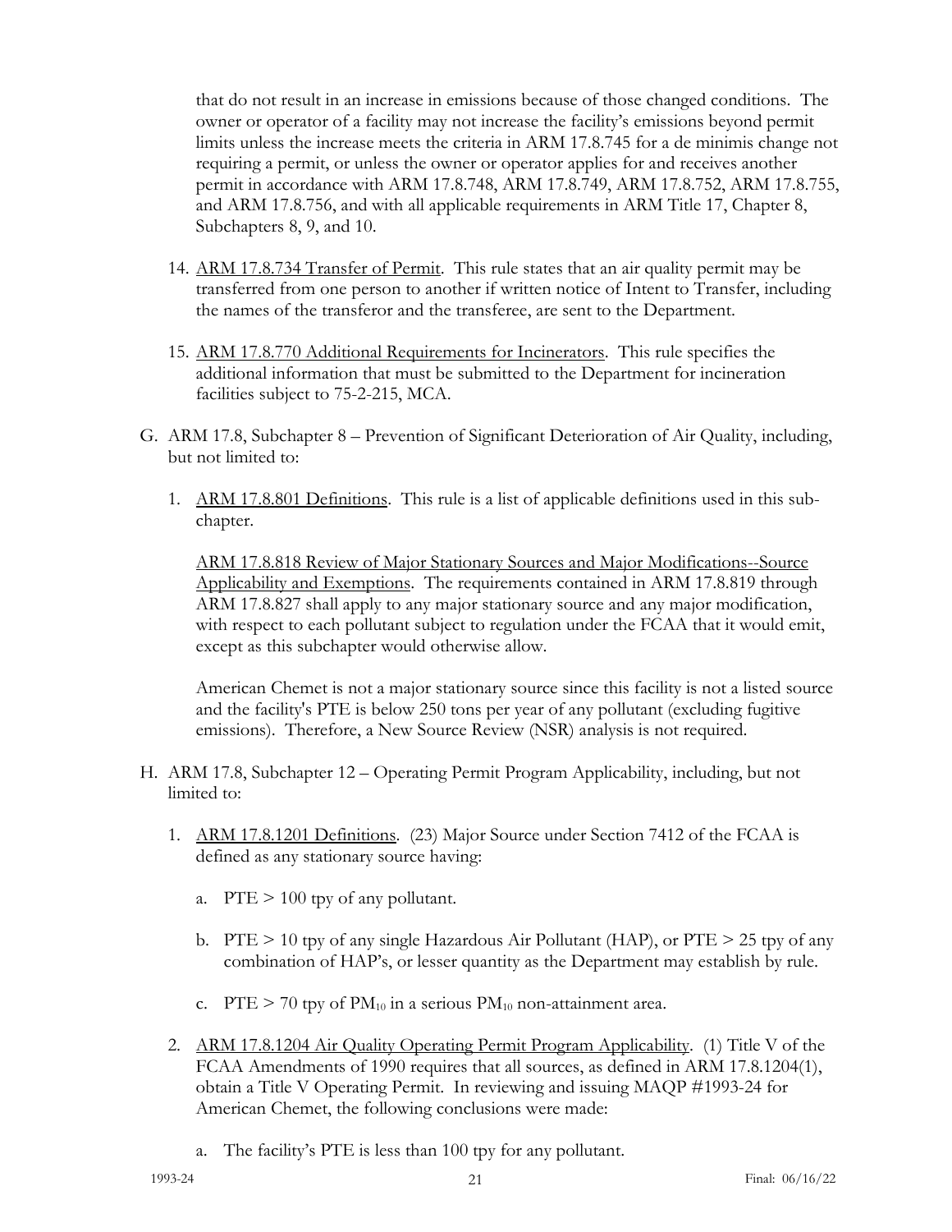that do not result in an increase in emissions because of those changed conditions. The owner or operator of a facility may not increase the facility's emissions beyond permit limits unless the increase meets the criteria in ARM 17.8.745 for a de minimis change not requiring a permit, or unless the owner or operator applies for and receives another permit in accordance with ARM 17.8.748, ARM 17.8.749, ARM 17.8.752, ARM 17.8.755, and ARM 17.8.756, and with all applicable requirements in ARM Title 17, Chapter 8, Subchapters 8, 9, and 10.

14. ARM 17.8.734 Transfer of Permit. This rule states that an air quality permit may be transferred from one person to another if written notice of Intent to Transfer, including the names of the transferor and the transferee, are sent to the Department.

15. ARM 17.8.770 Additional Requirements for Incinerators. This rule specifies the additional information that must be submitted to the Department for incineration facilities subject to 75-2-215, MCA.

G. ARM 17.8, Subchapter 8 – Prevention of Significant Deterioration of Air Quality, including, but not limited to:

   1. ARM 17.8.801 Definitions. This rule is a list of applicable definitions used in this sub-chapter.

      ARM 17.8.818 Review of Major Stationary Sources and Major Modifications--Source Applicability and Exemptions. The requirements contained in ARM 17.8.819 through ARM 17.8.827 shall apply to any major stationary source and any major modification, with respect to each pollutant subject to regulation under the FCAA that it would emit, except as this subchapter would otherwise allow.

      American Chemet is not a major stationary source since this facility is not a listed source and the facility's PTE is below 250 tons per year of any pollutant (excluding fugitive emissions). Therefore, a New Source Review (NSR) analysis is not required.

H. ARM 17.8, Subchapter 12 – Operating Permit Program Applicability, including, but not limited to:

   1. ARM 17.8.1201 Definitions. (23) Major Source under Section 7412 of the FCAA is defined as any stationary source having:

      a. PTE > 100 tpy of any pollutant.

      b. PTE > 10 tpy of any single Hazardous Air Pollutant (HAP), or PTE > 25 tpy of any combination of HAP's, or lesser quantity as the Department may establish by rule.

      c. PTE > 70 tpy of $PM_{10}$ in a serious $PM_{10}$ non-attainment area.

   2. ARM 17.8.1204 Air Quality Operating Permit Program Applicability. (1) Title V of the FCAA Amendments of 1990 requires that all sources, as defined in ARM 17.8.1204(1), obtain a Title V Operating Permit. In reviewing and issuing MAQP #1993-24 for American Chemet, the following conclusions were made:

      a. The facility's PTE is less than 100 tpy for any pollutant.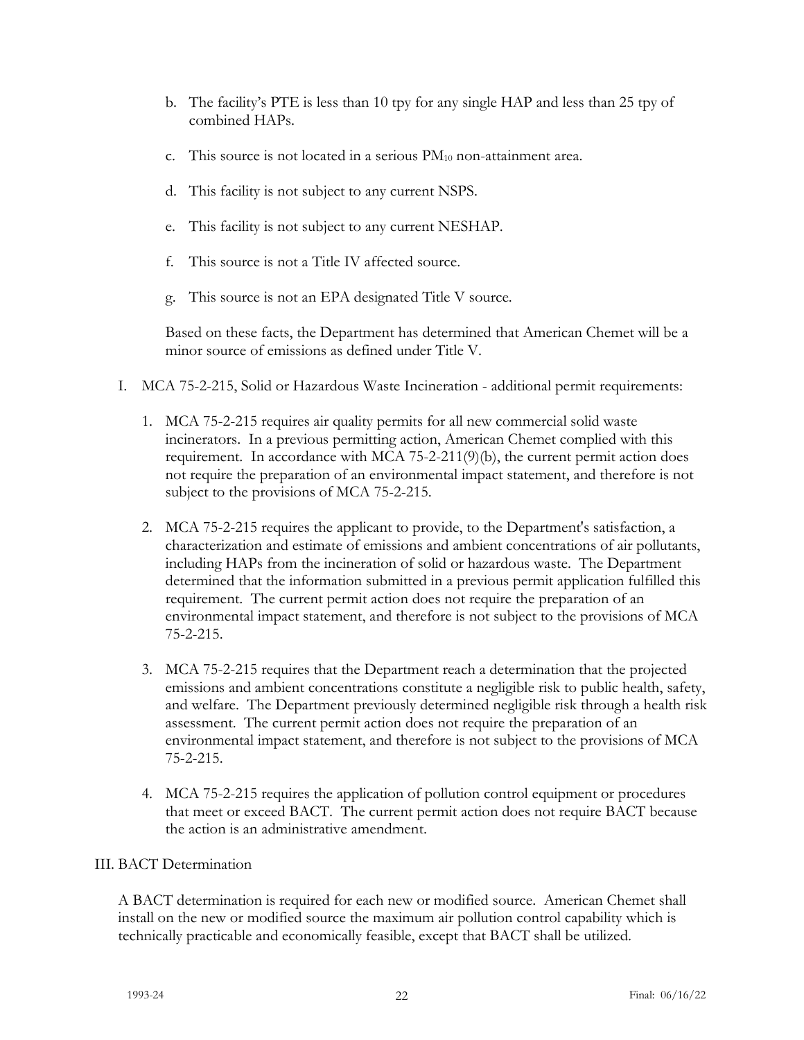b. The facility's PTE is less than 10 tpy for any single HAP and less than 25 tpy of combined HAPs.

c. This source is not located in a serious $PM_{10}$ non-attainment area.

d. This facility is not subject to any current NSPS.

e. This facility is not subject to any current NESHAP.

f. This source is not a Title IV affected source.

g. This source is not an EPA designated Title V source.

Based on these facts, the Department has determined that American Chemet will be a minor source of emissions as defined under Title V.

I. MCA 75-2-215, Solid or Hazardous Waste Incineration - additional permit requirements:

1. MCA 75-2-215 requires air quality permits for all new commercial solid waste incinerators. In a previous permitting action, American Chemet complied with this requirement. In accordance with MCA 75-2-211(9)(b), the current permit action does not require the preparation of an environmental impact statement, and therefore is not subject to the provisions of MCA 75-2-215.

2. MCA 75-2-215 requires the applicant to provide, to the Department's satisfaction, a characterization and estimate of emissions and ambient concentrations of air pollutants, including HAPs from the incineration of solid or hazardous waste. The Department determined that the information submitted in a previous permit application fulfilled this requirement. The current permit action does not require the preparation of an environmental impact statement, and therefore is not subject to the provisions of MCA 75-2-215.

3. MCA 75-2-215 requires that the Department reach a determination that the projected emissions and ambient concentrations constitute a negligible risk to public health, safety, and welfare. The Department previously determined negligible risk through a health risk assessment. The current permit action does not require the preparation of an environmental impact statement, and therefore is not subject to the provisions of MCA 75-2-215.

4. MCA 75-2-215 requires the application of pollution control equipment or procedures that meet or exceed BACT. The current permit action does not require BACT because the action is an administrative amendment.

## III. BACT Determination

A BACT determination is required for each new or modified source. American Chemet shall install on the new or modified source the maximum air pollution control capability which is technically practicable and economically feasible, except that BACT shall be utilized.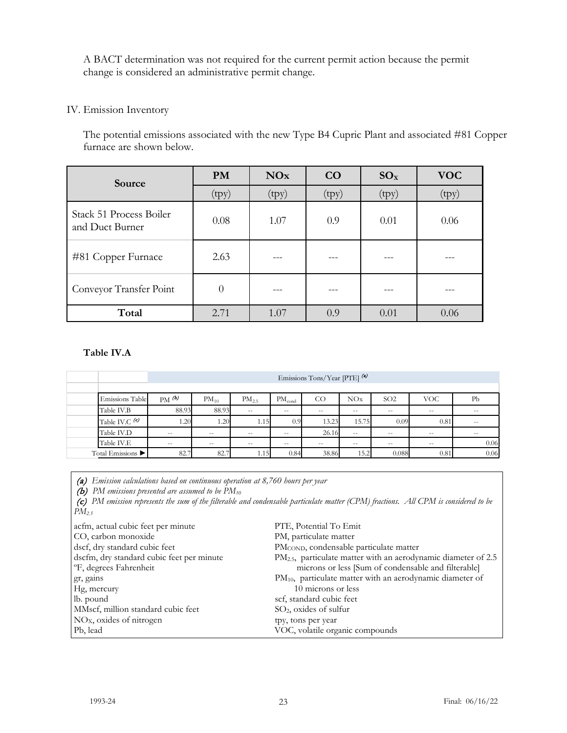A BACT determination was not required for the current permit action because the permit change is considered an administrative permit change.

## IV. Emission Inventory

The potential emissions associated with the new Type B4 Cupric Plant and associated #81 Copper furnace are shown below.

| Source | PM | NOx | CO | $SO_X$ | VOC |
|---|---|---|---|---|---|
| | (tpy) | (tpy) | (tpy) | (tpy) | (tpy) |
| Stack 51 Process Boiler and Duct Burner | 0.08 | 1.07 | 0.9 | 0.01 | 0.06 |
| #81 Copper Furnace | 2.63 | --- | --- | --- | --- |
| Conveyor Transfer Point | 0 | --- | --- | --- | --- |
| **Total** | 2.71 | 1.07 | 0.9 | 0.01 | 0.06 |

**Table IV.A**

| | Emissions Tons/Year [PTE] (a) | | | | | | | | |
|---|---|---|---|---|---|---|---|---|---|
| Emissions Table | PM (b) | $PM_{10}$ | $PM_{2.5}$ | $PM_{cond}$ | CO | NOx | SO2 | VOC | Pb |
| Table IV.B | 88.93 | 88.93 | -- | -- | -- | -- | -- | -- | -- |
| Table IV.C (c) | 1.20 | 1.20 | 1.15 | 0.9 | 13.23 | 15.75 | 0.09 | 0.81 | -- |
| Table IV.D | -- | -- | -- | -- | 26.16 | -- | -- | -- | -- |
| Table IV.E | -- | -- | -- | -- | -- | -- | -- | -- | 0.06 |
| Total Emissions ► | 82.7 | 82.7 | 1.15 | 0.84 | 38.86 | 15.2 | 0.088 | 0.81 | 0.06 |

*(a) Emission calculations based on continuous operation at 8,760 hours per year*

*(b) PM emissions presented are assumed to be $PM_{10}$*

*(c) PM emission represents the sum of the filterable and condensable particulate matter (CPM) fractions. All CPM is considered to be $PM_{2.5}$*

acfm, actual cubic feet per minute
CO, carbon monoxide
dscf, dry standard cubic feet
dscfm, dry standard cubic feet per minute
°F, degrees Fahrenheit
gr, gains
Hg, mercury
lb. pound
MMscf, million standard cubic feet
NOx, oxides of nitrogen
Pb, lead
PTE, Potential To Emit
PM, particulate matter
$PM_{COND}$, condensable particulate matter
$PM_{2.5}$, particulate matter with an aerodynamic diameter of 2.5 microns or less [Sum of condensable and filterable]
$PM_{10}$, particulate matter with an aerodynamic diameter of 10 microns or less
scf, standard cubic feet
$SO_2$, oxides of sulfur
tpy, tons per year
VOC, volatile organic compounds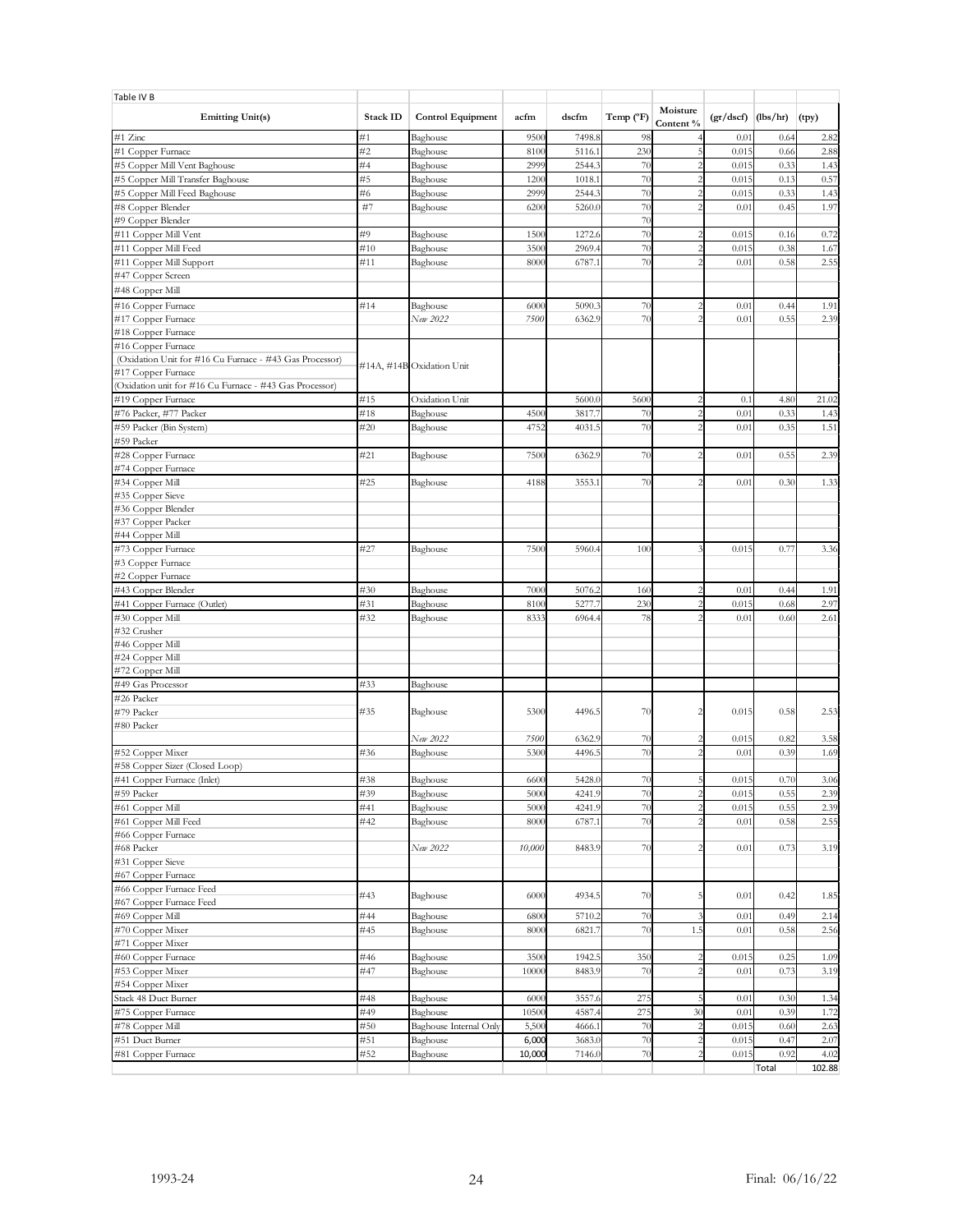Table IV B

| Emitting Unit(s) | Stack ID | Control Equipment | acfm | dscfm | Temp (°F) | Moisture Content % | (gr/dscf) | (lbs/hr) | (tpy) |
|---|---|---|---|---|---|---|---|---|---|
| #1 Zinc | #1 | Baghouse | 9500 | 7498.8 | 98 | 4 | 0.01 | 0.64 | 2.82 |
| #1 Copper Furnace | #2 | Baghouse | 8100 | 5116.1 | 230 | 5 | 0.015 | 0.66 | 2.88 |
| #5 Copper Mill Vent Baghouse | #4 | Baghouse | 2999 | 2544.3 | 70 | 2 | 0.015 | 0.33 | 1.43 |
| #5 Copper Mill Transfer Baghouse | #5 | Baghouse | 1200 | 1018.1 | 70 | 2 | 0.015 | 0.13 | 0.57 |
| #5 Copper Mill Feed Baghouse | #6 | Baghouse | 2999 | 2544.3 | 70 | 2 | 0.015 | 0.33 | 1.43 |
| #8 Copper Blender | #7 | Baghouse | 6200 | 5260.0 | 70 | 2 | 0.01 | 0.45 | 1.97 |
| #9 Copper Blender | | | | | 70 | | | | |
| #11 Copper Mill Vent | #9 | Baghouse | 1500 | 1272.6 | 70 | 2 | 0.015 | 0.16 | 0.72 |
| #11 Copper Mill Feed | #10 | Baghouse | 3500 | 2969.4 | 70 | 2 | 0.015 | 0.38 | 1.67 |
| #11 Copper Mill Support | #11 | Baghouse | 8000 | 6787.1 | 70 | 2 | 0.01 | 0.58 | 2.55 |
| #47 Copper Screen | | | | | | | | | |
| #48 Copper Mill | | | | | | | | | |
| #16 Copper Furnace | #14 | Baghouse | 6000 | 5090.3 | 70 | 2 | 0.01 | 0.44 | 1.91 |
| #17 Copper Furnace | | *New 2022* | *7500* | 6362.9 | 70 | 2 | 0.01 | 0.55 | 2.39 |
| #18 Copper Furnace | | | | | | | | | |
| #16 Copper Furnace<br>(Oxidation Unit for #16 Cu Furnace - #43 Gas Processor)<br>#17 Copper Furnace<br>(Oxidation unit for #16 Cu Furnace - #43 Gas Processor) | #14A, #14B | Oxidation Unit | | | | | | | |
| #19 Copper Furnace | #15 | Oxidation Unit | | 5600.0 | 5600 | 2 | 0.1 | 4.80 | 21.02 |
| #76 Packer, #77 Packer | #18 | Baghouse | 4500 | 3817.7 | 70 | 2 | 0.01 | 0.33 | 1.43 |
| #59 Packer (Bin System) | #20 | Baghouse | 4752 | 4031.5 | 70 | 2 | 0.01 | 0.35 | 1.51 |
| #59 Packer | | | | | | | | | |
| #28 Copper Furnace | #21 | Baghouse | 7500 | 6362.9 | 70 | 2 | 0.01 | 0.55 | 2.39 |
| #74 Copper Furnace | | | | | | | | | |
| #34 Copper Mill | #25 | Baghouse | 4188 | 3553.1 | 70 | 2 | 0.01 | 0.30 | 1.33 |
| #35 Copper Sieve | | | | | | | | | |
| #36 Copper Blender | | | | | | | | | |
| #37 Copper Packer | | | | | | | | | |
| #44 Copper Mill | | | | | | | | | |
| #73 Copper Furnace | #27 | Baghouse | 7500 | 5960.4 | 100 | 3 | 0.015 | 0.77 | 3.36 |
| #3 Copper Furnace | | | | | | | | | |
| #2 Copper Furnace | | | | | | | | | |
| #43 Copper Blender | #30 | Baghouse | 7000 | 5076.2 | 160 | 2 | 0.01 | 0.44 | 1.91 |
| #41 Copper Furnace (Outlet) | #31 | Baghouse | 8100 | 5277.7 | 230 | 2 | 0.015 | 0.68 | 2.97 |
| #30 Copper Mill | #32 | Baghouse | 8333 | 6964.4 | 78 | 2 | 0.01 | 0.60 | 2.61 |
| #32 Crusher | | | | | | | | | |
| #46 Copper Mill | | | | | | | | | |
| #24 Copper Mill | | | | | | | | | |
| #72 Copper Mill | | | | | | | | | |
| #49 Gas Processor | #33 | Baghouse | | | | | | | |
| #26 Packer<br>#79 Packer<br>#80 Packer | #35 | Baghouse | 5300 | 4496.5 | 70 | 2 | 0.015 | 0.58 | 2.53 |
| | | *New 2022* | *7500* | 6362.9 | 70 | 2 | 0.015 | 0.82 | 3.58 |
| #52 Copper Mixer | #36 | Baghouse | 5300 | 4496.5 | 70 | 2 | 0.01 | 0.39 | 1.69 |
| #58 Copper Sizer (Closed Loop) | | | | | | | | | |
| #41 Copper Furnace (Inlet) | #38 | Baghouse | 6600 | 5428.0 | 70 | 5 | 0.015 | 0.70 | 3.06 |
| #59 Packer | #39 | Baghouse | 5000 | 4241.9 | 70 | 2 | 0.015 | 0.55 | 2.39 |
| #61 Copper Mill | #41 | Baghouse | 5000 | 4241.9 | 70 | 2 | 0.015 | 0.55 | 2.39 |
| #61 Copper Mill Feed | #42 | Baghouse | 8000 | 6787.1 | 70 | 2 | 0.01 | 0.58 | 2.55 |
| #66 Copper Furnace | | | | | | | | | |
| #68 Packer | | *New 2022* | *10,000* | 8483.9 | 70 | 2 | 0.01 | 0.73 | 3.19 |
| #31 Copper Sieve | | | | | | | | | |
| #67 Copper Furnace | | | | | | | | | |
| #66 Copper Furnace Feed<br>#67 Copper Furnace Feed | #43 | Baghouse | 6000 | 4934.5 | 70 | 5 | 0.01 | 0.42 | 1.85 |
| #69 Copper Mill | #44 | Baghouse | 6800 | 5710.2 | 70 | 3 | 0.01 | 0.49 | 2.14 |
| #70 Copper Mixer | #45 | Baghouse | 8000 | 6821.7 | 70 | 1.5 | 0.01 | 0.58 | 2.56 |
| #71 Copper Mixer | | | | | | | | | |
| #60 Copper Furnace | #46 | Baghouse | 3500 | 1942.5 | 350 | 2 | 0.015 | 0.25 | 1.09 |
| #53 Copper Mixer | #47 | Baghouse | 10000 | 8483.9 | 70 | 2 | 0.01 | 0.73 | 3.19 |
| #54 Copper Mixer | | | | | | | | | |
| Stack 48 Duct Burner | #48 | Baghouse | 6000 | 3557.6 | 275 | 5 | 0.01 | 0.30 | 1.34 |
| #75 Copper Furnace | #49 | Baghouse | 10500 | 4587.4 | 275 | 30 | 0.01 | 0.39 | 1.72 |
| #78 Copper Mill | #50 | Baghouse Internal Only | 5,500 | 4666.1 | 70 | 2 | 0.015 | 0.60 | 2.63 |
| #51 Duct Burner | #51 | Baghouse | 6,000 | 3683.0 | 70 | 2 | 0.015 | 0.47 | 2.07 |
| #81 Copper Furnace | #52 | Baghouse | 10,000 | 7146.0 | 70 | 2 | 0.015 | 0.92 | 4.02 |
| | | | | | | | | Total | 102.88 |

1993-24 Final: 06/16/22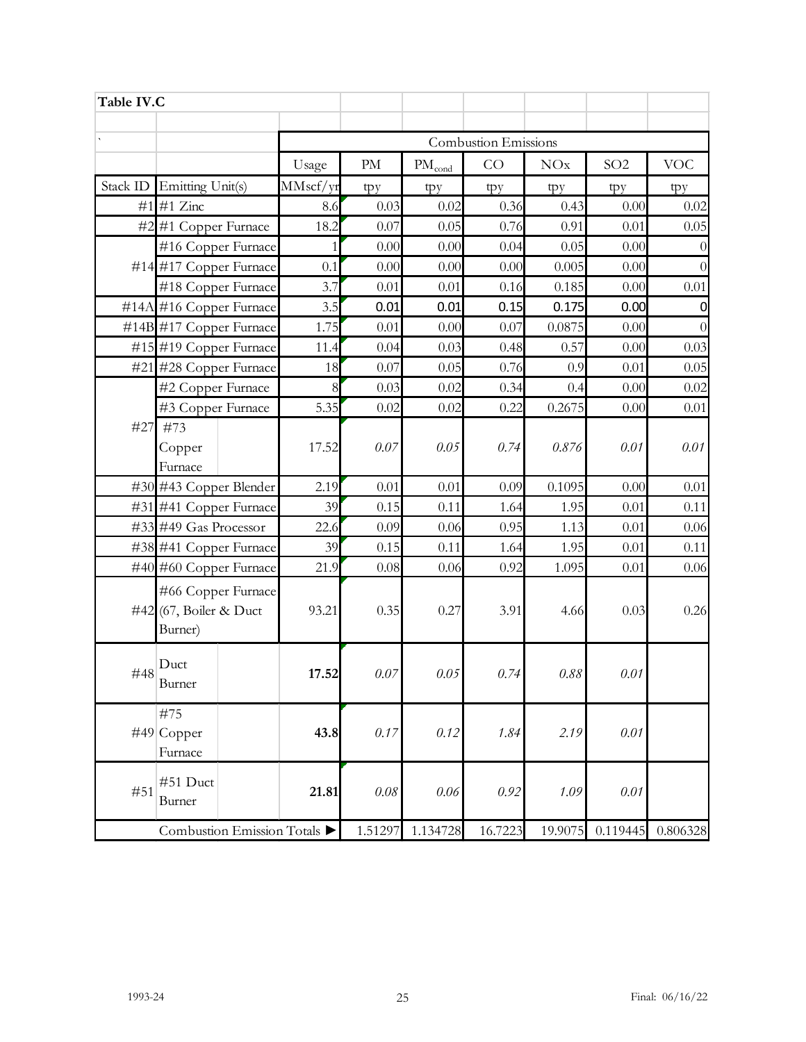**Table IV.C**

| Stack ID | Emitting Unit(s) | Usage | PM | $PM_{cond}$ | CO | NOx | SO2 | VOC |
|---|---|---|---|---|---|---|---|---|
| | | Combustion Emissions | | | | | | |
| | | MMscf/yr | tpy | tpy | tpy | tpy | tpy | tpy |
| #1 | #1 Zinc | 8.6 | 0.03 | 0.02 | 0.36 | 0.43 | 0.00 | 0.02 |
| #2 | #1 Copper Furnace | 18.2 | 0.07 | 0.05 | 0.76 | 0.91 | 0.01 | 0.05 |
| #14 | #16 Copper Furnace | 1 | 0.00 | 0.00 | 0.04 | 0.05 | 0.00 | 0 |
| | #17 Copper Furnace | 0.1 | 0.00 | 0.00 | 0.00 | 0.005 | 0.00 | 0 |
| | #18 Copper Furnace | 3.7 | 0.01 | 0.01 | 0.16 | 0.185 | 0.00 | 0.01 |
| #14A | #16 Copper Furnace | 3.5 | 0.01 | 0.01 | 0.15 | 0.175 | 0.00 | 0 |
| #14B | #17 Copper Furnace | 1.75 | 0.01 | 0.00 | 0.07 | 0.0875 | 0.00 | 0 |
| #15 | #19 Copper Furnace | 11.4 | 0.04 | 0.03 | 0.48 | 0.57 | 0.00 | 0.03 |
| #21 | #28 Copper Furnace | 18 | 0.07 | 0.05 | 0.76 | 0.9 | 0.01 | 0.05 |
| #27 | #2 Copper Furnace | 8 | 0.03 | 0.02 | 0.34 | 0.4 | 0.00 | 0.02 |
| | #3 Copper Furnace | 5.35 | 0.02 | 0.02 | 0.22 | 0.2675 | 0.00 | 0.01 |
| | #73 Copper Furnace | 17.52 | *0.07* | *0.05* | *0.74* | *0.876* | *0.01* | *0.01* |
| #30 | #43 Copper Blender | 2.19 | 0.01 | 0.01 | 0.09 | 0.1095 | 0.00 | 0.01 |
| #31 | #41 Copper Furnace | 39 | 0.15 | 0.11 | 1.64 | 1.95 | 0.01 | 0.11 |
| #33 | #49 Gas Processor | 22.6 | 0.09 | 0.06 | 0.95 | 1.13 | 0.01 | 0.06 |
| #38 | #41 Copper Furnace | 39 | 0.15 | 0.11 | 1.64 | 1.95 | 0.01 | 0.11 |
| #40 | #60 Copper Furnace | 21.9 | 0.08 | 0.06 | 0.92 | 1.095 | 0.01 | 0.06 |
| #42 | #66 Copper Furnace (67, Boiler & Duct Burner) | 93.21 | 0.35 | 0.27 | 3.91 | 4.66 | 0.03 | 0.26 |
| #48 | Duct Burner | **17.52** | *0.07* | *0.05* | *0.74* | *0.88* | *0.01* | |
| #49 | #75 Copper Furnace | **43.8** | *0.17* | *0.12* | *1.84* | *2.19* | *0.01* | |
| #51 | #51 Duct Burner | **21.81** | *0.08* | *0.06* | *0.92* | *1.09* | *0.01* | |
| | Combustion Emission Totals ▶ | | 1.51297 | 1.134728 | 16.7223 | 19.9075 | 0.119445 | 0.806328 |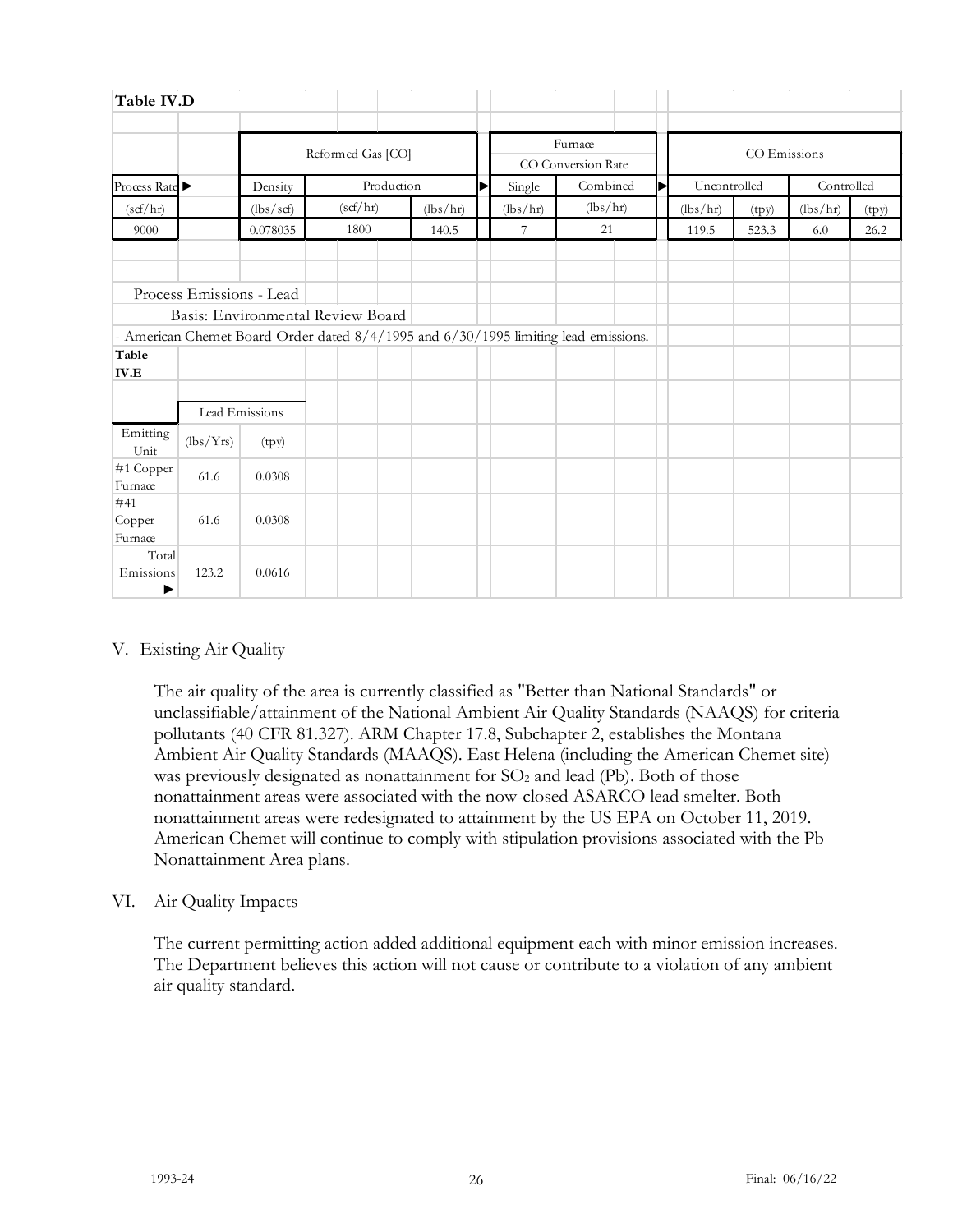**Table IV.D**

| Process Rate ► | Reformed Gas [CO] | | | Furnace CO Conversion Rate | | CO Emissions | | | |
|---|---|---|---|---|---|---|---|---|---|
| | Density | Production | | Single | Combined | Uncontrolled | | Controlled | |
| (scf/hr) | (lbs/scf) | (scf/hr) | (lbs/hr) | (lbs/hr) | (lbs/hr) | (lbs/hr) | (tpy) | (lbs/hr) | (tpy) |
| 9000 | 0.078035 | 1800 | 140.5 | 7 | 21 | 119.5 | 523.3 | 6.0 | 26.2 |

Process Emissions - Lead

Basis: Environmental Review Board

- American Chemet Board Order dated 8/4/1995 and 6/30/1995 limiting lead emissions.

**Table IV.E**

| | Lead Emissions | |
|---|---|---|
| Emitting Unit | (lbs/Yrs) | (tpy) |
| #1 Copper Furnace | 61.6 | 0.0308 |
| #41 Copper Furnace | 61.6 | 0.0308 |
| Total Emissions ► | 123.2 | 0.0616 |

## V. Existing Air Quality

The air quality of the area is currently classified as "Better than National Standards" or unclassifiable/attainment of the National Ambient Air Quality Standards (NAAQS) for criteria pollutants (40 CFR 81.327). ARM Chapter 17.8, Subchapter 2, establishes the Montana Ambient Air Quality Standards (MAAQS). East Helena (including the American Chemet site) was previously designated as nonattainment for $SO_2$ and lead (Pb). Both of those nonattainment areas were associated with the now-closed ASARCO lead smelter. Both nonattainment areas were redesignated to attainment by the US EPA on October 11, 2019. American Chemet will continue to comply with stipulation provisions associated with the Pb Nonattainment Area plans.

## VI. Air Quality Impacts

The current permitting action added additional equipment each with minor emission increases. The Department believes this action will not cause or contribute to a violation of any ambient air quality standard.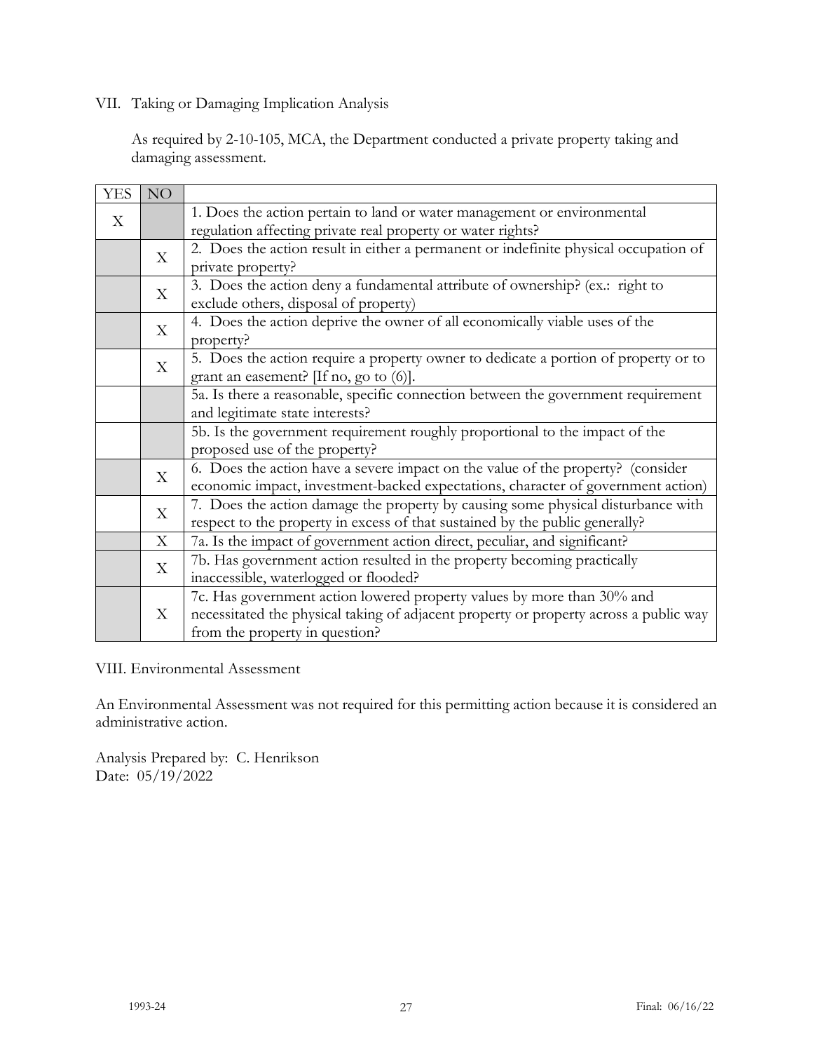## VII. Taking or Damaging Implication Analysis

As required by 2-10-105, MCA, the Department conducted a private property taking and damaging assessment.

| YES | NO | |
|---|---|---|
| X | | 1. Does the action pertain to land or water management or environmental regulation affecting private real property or water rights? |
| | X | 2. Does the action result in either a permanent or indefinite physical occupation of private property? |
| | X | 3. Does the action deny a fundamental attribute of ownership? (ex.: right to exclude others, disposal of property) |
| | X | 4. Does the action deprive the owner of all economically viable uses of the property? |
| | X | 5. Does the action require a property owner to dedicate a portion of property or to grant an easement? [If no, go to (6)]. |
| | | 5a. Is there a reasonable, specific connection between the government requirement and legitimate state interests? |
| | | 5b. Is the government requirement roughly proportional to the impact of the proposed use of the property? |
| | X | 6. Does the action have a severe impact on the value of the property? (consider economic impact, investment-backed expectations, character of government action) |
| | X | 7. Does the action damage the property by causing some physical disturbance with respect to the property in excess of that sustained by the public generally? |
| | X | 7a. Is the impact of government action direct, peculiar, and significant? |
| | X | 7b. Has government action resulted in the property becoming practically inaccessible, waterlogged or flooded? |
| | X | 7c. Has government action lowered property values by more than 30% and necessitated the physical taking of adjacent property or property across a public way from the property in question? |

## VIII. Environmental Assessment

An Environmental Assessment was not required for this permitting action because it is considered an administrative action.

Analysis Prepared by: C. Henrikson
Date: 05/19/2022